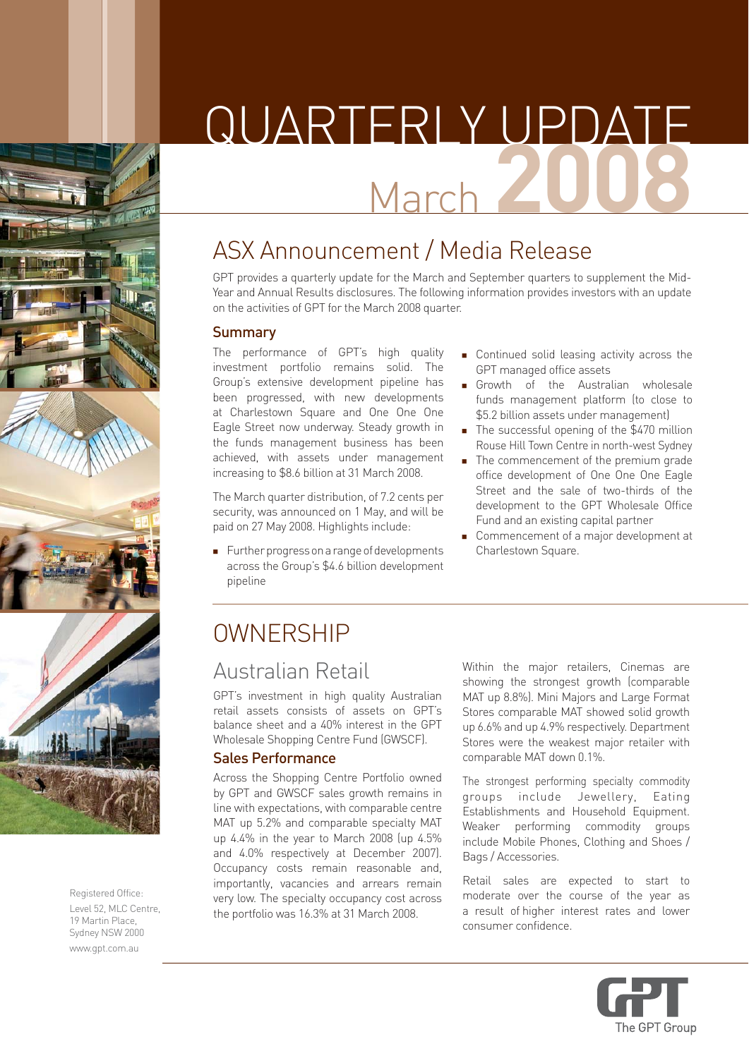# QUARTERLY UPDATE March 2008

## ASX Announcement / Media Release

GPT provides a quarterly update for the March and September quarters to supplement the Mid-Year and Annual Results disclosures. The following information provides investors with an update on the activities of GPT for the March 2008 quarter.

### Summary

The performance of GPT's high quality investment portfolio remains solid. The Group's extensive development pipeline has been progressed, with new developments at Charlestown Square and One One One Eagle Street now underway. Steady growth in the funds management business has been achieved, with assets under management increasing to $8.6 billion at 31 March 2008.

The March quarter distribution, of 7.2 cents per security, was announced on 1 May, and will be paid on 27 May 2008. Highlights include:

- Further progress on a range of developments across the Group's $4.6 billion development pipeline
- Continued solid leasing activity across the GPT managed office assets
- Growth of the Australian wholesale funds management platform (to close to $5.2 billion assets under management)
- The successful opening of the $470 million Rouse Hill Town Centre in north-west Sydney
- The commencement of the premium grade office development of One One One Eagle Street and the sale of two-thirds of the development to the GPT Wholesale Office Fund and an existing capital partner
- Commencement of a major development at Charlestown Square.

# OWNERSHIP

## Australian Retail

GPT's investment in high quality Australian retail assets consists of assets on GPT's balance sheet and a 40% interest in the GPT Wholesale Shopping Centre Fund (GWSCF).

### Sales Performance

Across the Shopping Centre Portfolio owned by GPT and GWSCF sales growth remains in line with expectations, with comparable centre MAT up 5.2% and comparable specialty MAT up 4.4% in the year to March 2008 (up 4.5% and 4.0% respectively at December 2007). Occupancy costs remain reasonable and, importantly, vacancies and arrears remain very low. The specialty occupancy cost across the portfolio was 16.3% at 31 March 2008.

Within the major retailers, Cinemas are showing the strongest growth (comparable MAT up 8.8%). Mini Majors and Large Format Stores comparable MAT showed solid growth up 6.6% and up 4.9% respectively. Department Stores were the weakest major retailer with comparable MAT down 0.1%.

The strongest performing specialty commodity groups include Jewellery, Eating Establishments and Household Equipment. Weaker performing commodity groups include Mobile Phones, Clothing and Shoes / Bags / Accessories.

Retail sales are expected to start to moderate over the course of the year as a result of higher interest rates and lower consumer confidence.

Registered Office:
Level 52, MLC Centre,
19 Martin Place,
Sydney NSW 2000
www.gpt.com.au

The GPT Group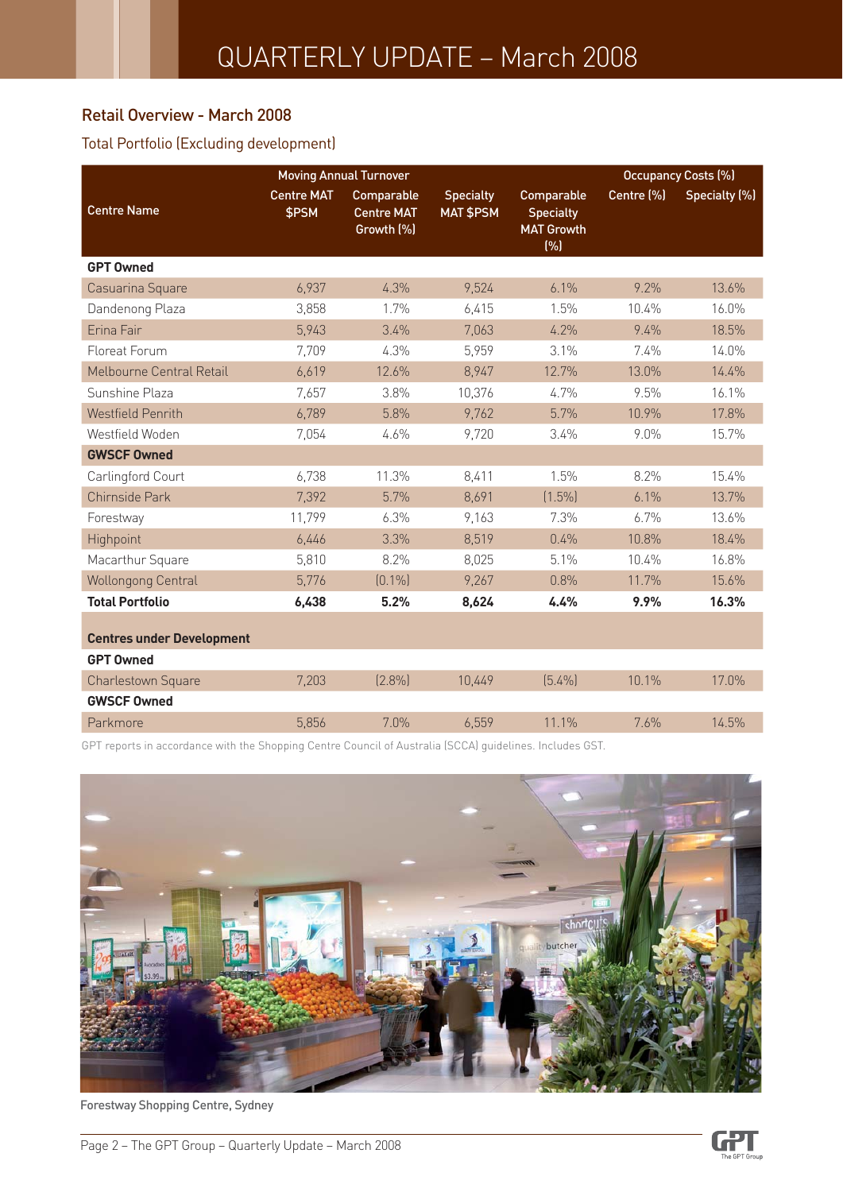# QUARTERLY UPDATE – March 2008

## Retail Overview - March 2008

### Total Portfolio (Excluding development)

| Centre Name | Moving Annual Turnover | | | | Occupancy Costs (%) | |
|---|---|---|---|---|---|---|
| | Centre MAT $PSM | Comparable Centre MAT Growth (%) | Specialty MAT $PSM | Comparable Specialty MAT Growth (%) | Centre (%) | Specialty (%) |
| **GPT Owned** | | | | | | |
| Casuarina Square | 6,937 | 4.3% | 9,524 | 6.1% | 9.2% | 13.6% |
| Dandenong Plaza | 3,858 | 1.7% | 6,415 | 1.5% | 10.4% | 16.0% |
| Erina Fair | 5,943 | 3.4% | 7,063 | 4.2% | 9.4% | 18.5% |
| Floreat Forum | 7,709 | 4.3% | 5,959 | 3.1% | 7.4% | 14.0% |
| Melbourne Central Retail | 6,619 | 12.6% | 8,947 | 12.7% | 13.0% | 14.4% |
| Sunshine Plaza | 7,657 | 3.8% | 10,376 | 4.7% | 9.5% | 16.1% |
| Westfield Penrith | 6,789 | 5.8% | 9,762 | 5.7% | 10.9% | 17.8% |
| Westfield Woden | 7,054 | 4.6% | 9,720 | 3.4% | 9.0% | 15.7% |
| **GWSCF Owned** | | | | | | |
| Carlingford Court | 6,738 | 11.3% | 8,411 | 1.5% | 8.2% | 15.4% |
| Chirnside Park | 7,392 | 5.7% | 8,691 | (1.5%) | 6.1% | 13.7% |
| Forestway | 11,799 | 6.3% | 9,163 | 7.3% | 6.7% | 13.6% |
| Highpoint | 6,446 | 3.3% | 8,519 | 0.4% | 10.8% | 18.4% |
| Macarthur Square | 5,810 | 8.2% | 8,025 | 5.1% | 10.4% | 16.8% |
| Wollongong Central | 5,776 | (0.1%) | 9,267 | 0.8% | 11.7% | 15.6% |
| **Total Portfolio** | **6,438** | **5.2%** | **8,624** | **4.4%** | **9.9%** | **16.3%** |
| **Centres under Development** | | | | | | |
| **GPT Owned** | | | | | | |
| Charlestown Square | 7,203 | (2.8%) | 10,449 | (5.4%) | 10.1% | 17.0% |
| **GWSCF Owned** | | | | | | |
| Parkmore | 5,856 | 7.0% | 6,559 | 11.1% | 7.6% | 14.5% |

GPT reports in accordance with the Shopping Centre Council of Australia (SCCA) guidelines. Includes GST.

Forestway Shopping Centre, Sydney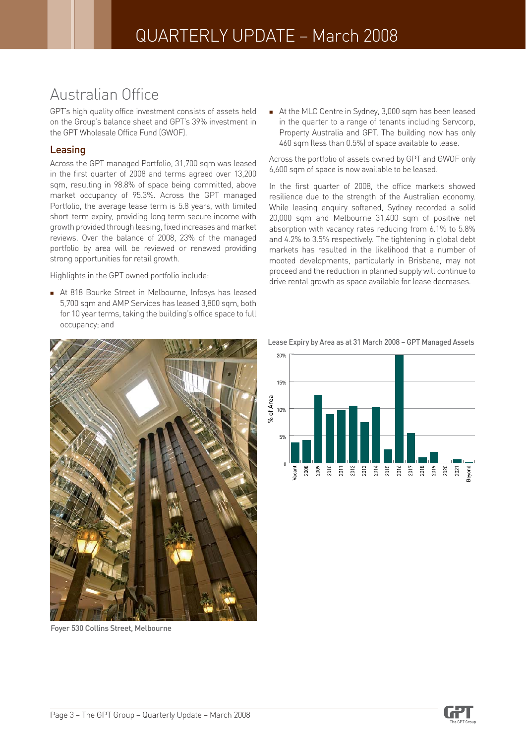# QUARTERLY UPDATE – March 2008

## Australian Office

GPT's high quality office investment consists of assets held on the Group's balance sheet and GPT's 39% investment in the GPT Wholesale Office Fund (GWOF).

### Leasing

Across the GPT managed Portfolio, 31,700 sqm was leased in the first quarter of 2008 and terms agreed over 13,200 sqm, resulting in 98.8% of space being committed, above market occupancy of 95.3%. Across the GPT managed Portfolio, the average lease term is 5.8 years, with limited short-term expiry, providing long term secure income with growth provided through leasing, fixed increases and market reviews. Over the balance of 2008, 23% of the managed portfolio by area will be reviewed or renewed providing strong opportunities for retail growth.

Highlights in the GPT owned portfolio include:

- At 818 Bourke Street in Melbourne, Infosys has leased 5,700 sqm and AMP Services has leased 3,800 sqm, both for 10 year terms, taking the building's office space to full occupancy; and
- At the MLC Centre in Sydney, 3,000 sqm has been leased in the quarter to a range of tenants including Servcorp, Property Australia and GPT. The building now has only 460 sqm (less than 0.5%) of space available to lease.

Across the portfolio of assets owned by GPT and GWOF only 6,600 sqm of space is now available to be leased.

In the first quarter of 2008, the office markets showed resilience due to the strength of the Australian economy. While leasing enquiry softened, Sydney recorded a solid 20,000 sqm and Melbourne 31,400 sqm of positive net absorption with vacancy rates reducing from 6.1% to 5.8% and 4.2% to 3.5% respectively. The tightening in global debt markets has resulted in the likelihood that a number of mooted developments, particularly in Brisbane, may not proceed and the reduction in planned supply will continue to drive rental growth as space available for lease decreases.

Foyer 530 Collins Street, Melbourne

**Lease Expiry by Area as at 31 March 2008 – GPT Managed Assets**

| Year | % of Area (approx.) |
|---|---|
| Vacant | 3.7% |
| 2008 | 4.2% |
| 2009 | 12.5% |
| 2010 | 9% |
| 2011 | 9.6% |
| 2012 | 10.5% |
| 2013 | 7.5% |
| 2014 | 10.2% |
| 2015 | 2.4% |
| 2016 | 19.7% |
| 2017 | 5.5% |
| 2018 | 1% |
| 2019 | 2% |
| 2020 | 0% |
| 2021 | 0.6% |
| Beyond | 0.2% |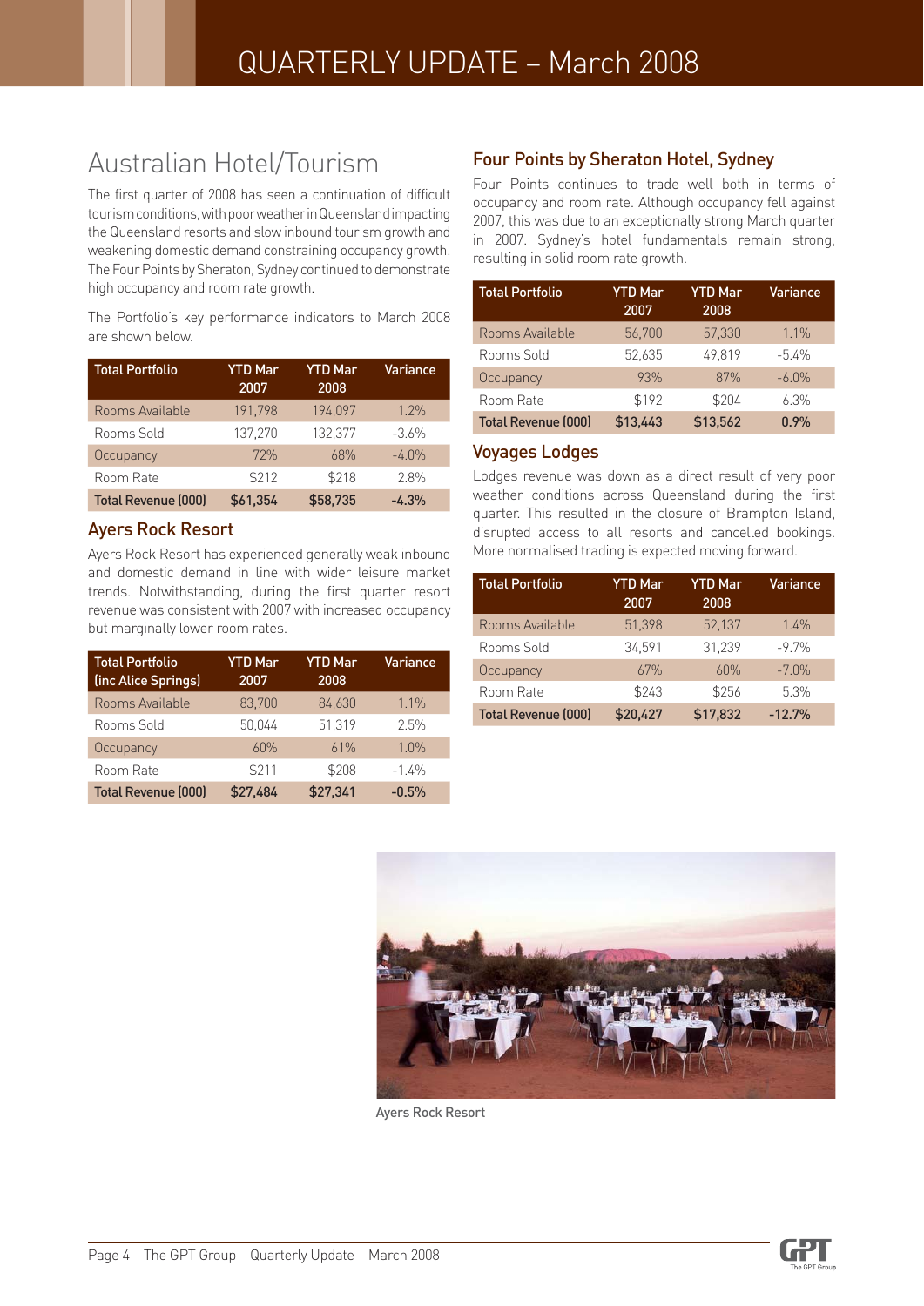# Australian Hotel/Tourism

The first quarter of 2008 has seen a continuation of difficult tourism conditions, with poor weather in Queensland impacting the Queensland resorts and slow inbound tourism growth and weakening domestic demand constraining occupancy growth. The Four Points by Sheraton, Sydney continued to demonstrate high occupancy and room rate growth.

The Portfolio's key performance indicators to March 2008 are shown below.

| Total Portfolio | YTD Mar 2007 | YTD Mar 2008 | Variance |
|---|---|---|---|
| Rooms Available | 191,798 | 194,097 | 1.2% |
| Rooms Sold | 137,270 | 132,377 | -3.6% |
| Occupancy | 72% | 68% | -4.0% |
| Room Rate | $212 | $218 | 2.8% |
| **Total Revenue (000)** | **$61,354** | **$58,735** | **-4.3%** |

## Ayers Rock Resort

Ayers Rock Resort has experienced generally weak inbound and domestic demand in line with wider leisure market trends. Notwithstanding, during the first quarter resort revenue was consistent with 2007 with increased occupancy but marginally lower room rates.

| Total Portfolio (inc Alice Springs) | YTD Mar 2007 | YTD Mar 2008 | Variance |
|---|---|---|---|
| Rooms Available | 83,700 | 84,630 | 1.1% |
| Rooms Sold | 50,044 | 51,319 | 2.5% |
| Occupancy | 60% | 61% | 1.0% |
| Room Rate | $211 | $208 | -1.4% |
| **Total Revenue (000)** | **$27,484** | **$27,341** | **-0.5%** |

## Four Points by Sheraton Hotel, Sydney

Four Points continues to trade well both in terms of occupancy and room rate. Although occupancy fell against 2007, this was due to an exceptionally strong March quarter in 2007. Sydney's hotel fundamentals remain strong, resulting in solid room rate growth.

| Total Portfolio | YTD Mar 2007 | YTD Mar 2008 | Variance |
|---|---|---|---|
| Rooms Available | 56,700 | 57,330 | 1.1% |
| Rooms Sold | 52,635 | 49,819 | -5.4% |
| Occupancy | 93% | 87% | -6.0% |
| Room Rate | $192 | $204 | 6.3% |
| **Total Revenue (000)** | **$13,443** | **$13,562** | **0.9%** |

## Voyages Lodges

Lodges revenue was down as a direct result of very poor weather conditions across Queensland during the first quarter. This resulted in the closure of Brampton Island, disrupted access to all resorts and cancelled bookings. More normalised trading is expected moving forward.

| Total Portfolio | YTD Mar 2007 | YTD Mar 2008 | Variance |
|---|---|---|---|
| Rooms Available | 51,398 | 52,137 | 1.4% |
| Rooms Sold | 34,591 | 31,239 | -9.7% |
| Occupancy | 67% | 60% | -7.0% |
| Room Rate | $243 | $256 | 5.3% |
| **Total Revenue (000)** | **$20,427** | **$17,832** | **-12.7%** |

Ayers Rock Resort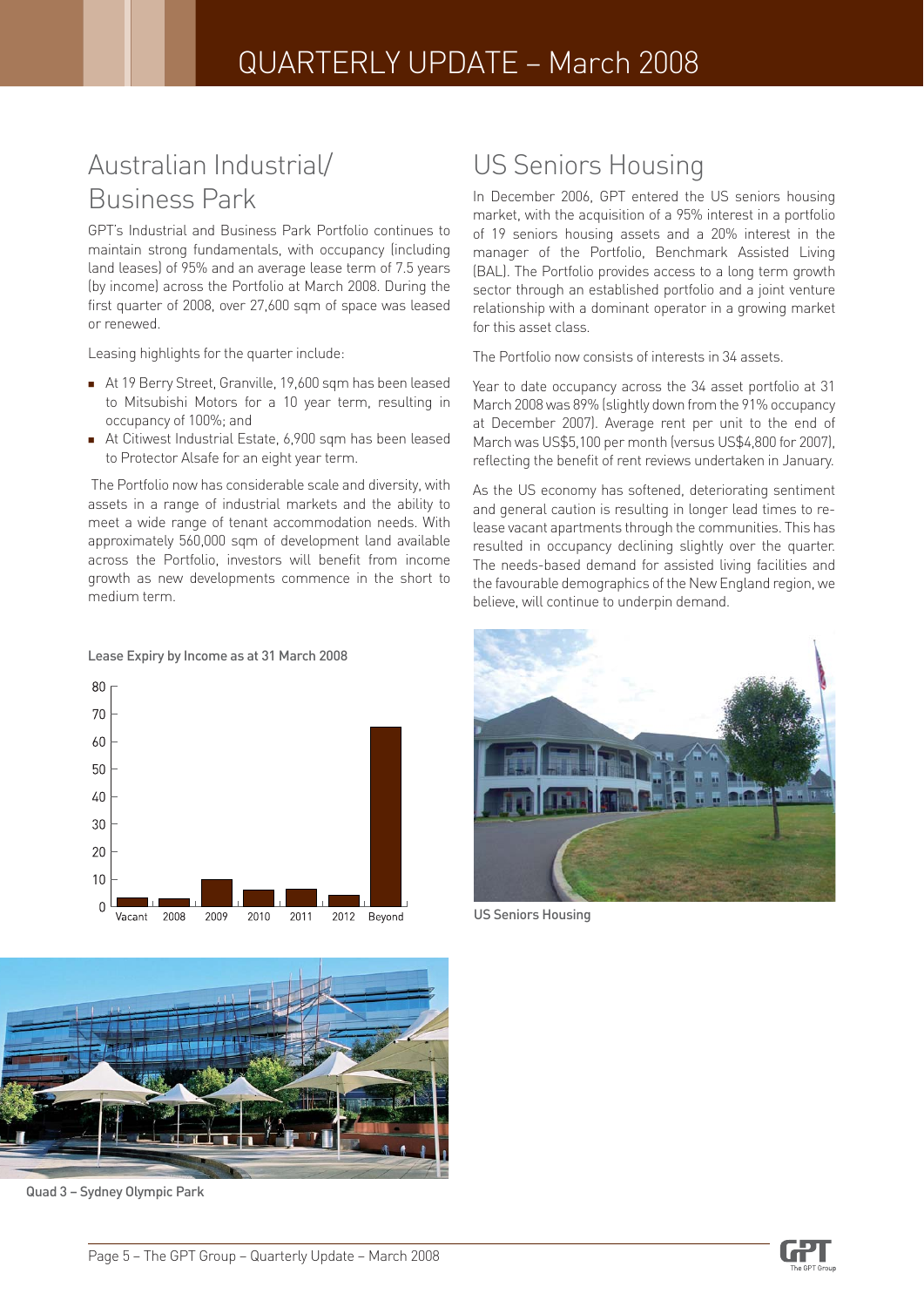# Australian Industrial/ Business Park

GPT's Industrial and Business Park Portfolio continues to maintain strong fundamentals, with occupancy (including land leases) of 95% and an average lease term of 7.5 years (by income) across the Portfolio at March 2008. During the first quarter of 2008, over 27,600 sqm of space was leased or renewed.

Leasing highlights for the quarter include:

- At 19 Berry Street, Granville, 19,600 sqm has been leased to Mitsubishi Motors for a 10 year term, resulting in occupancy of 100%; and
- At Citiwest Industrial Estate, 6,900 sqm has been leased to Protector Alsafe for an eight year term.

The Portfolio now has considerable scale and diversity, with assets in a range of industrial markets and the ability to meet a wide range of tenant accommodation needs. With approximately 560,000 sqm of development land available across the Portfolio, investors will benefit from income growth as new developments commence in the short to medium term.

**Lease Expiry by Income as at 31 March 2008**

| | Vacant | 2008 | 2009 | 2010 | 2011 | 2012 | Beyond |
|---|---|---|---|---|---|---|---|
| % (approx.) | 3 | 3 | 10 | 6 | 6 | 4 | 65 |

Quad 3 – Sydney Olympic Park

# US Seniors Housing

In December 2006, GPT entered the US seniors housing market, with the acquisition of a 95% interest in a portfolio of 19 seniors housing assets and a 20% interest in the manager of the Portfolio, Benchmark Assisted Living (BAL). The Portfolio provides access to a long term growth sector through an established portfolio and a joint venture relationship with a dominant operator in a growing market for this asset class.

The Portfolio now consists of interests in 34 assets.

Year to date occupancy across the 34 asset portfolio at 31 March 2008 was 89% (slightly down from the 91% occupancy at December 2007). Average rent per unit to the end of March was US$5,100 per month (versus US$4,800 for 2007), reflecting the benefit of rent reviews undertaken in January.

As the US economy has softened, deteriorating sentiment and general caution is resulting in longer lead times to re-lease vacant apartments through the communities. This has resulted in occupancy declining slightly over the quarter. The needs-based demand for assisted living facilities and the favourable demographics of the New England region, we believe, will continue to underpin demand.

US Seniors Housing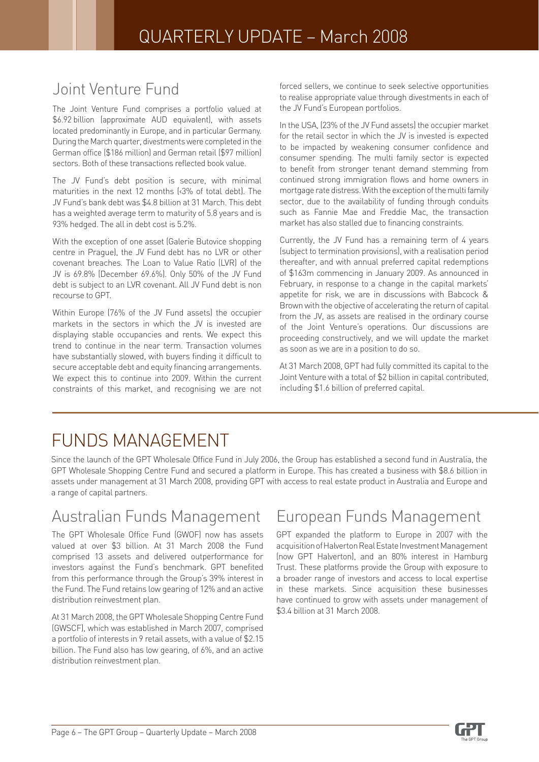## Joint Venture Fund

The Joint Venture Fund comprises a portfolio valued at $6.92 billion (approximate AUD equivalent), with assets located predominantly in Europe, and in particular Germany. During the March quarter, divestments were completed in the German office ($186 million) and German retail ($97 million) sectors. Both of these transactions reflected book value.

The JV Fund's debt position is secure, with minimal maturities in the next 12 months (<3% of total debt). The JV Fund's bank debt was $4.8 billion at 31 March. This debt has a weighted average term to maturity of 5.8 years and is 93% hedged. The all in debt cost is 5.2%.

With the exception of one asset (Galerie Butovice shopping centre in Prague), the JV Fund debt has no LVR or other covenant breaches. The Loan to Value Ratio (LVR) of the JV is 69.8% (December 69.6%). Only 50% of the JV Fund debt is subject to an LVR covenant. All JV Fund debt is non recourse to GPT.

Within Europe (76% of the JV Fund assets) the occupier markets in the sectors in which the JV is invested are displaying stable occupancies and rents. We expect this trend to continue in the near term. Transaction volumes have substantially slowed, with buyers finding it difficult to secure acceptable debt and equity financing arrangements. We expect this to continue into 2009. Within the current constraints of this market, and recognising we are not forced sellers, we continue to seek selective opportunities to realise appropriate value through divestments in each of the JV Fund's European portfolios.

In the USA, (23% of the JV Fund assets) the occupier market for the retail sector in which the JV is invested is expected to be impacted by weakening consumer confidence and consumer spending. The multi family sector is expected to benefit from stronger tenant demand stemming from continued strong immigration flows and home owners in mortgage rate distress. With the exception of the multi family sector, due to the availability of funding through conduits such as Fannie Mae and Freddie Mac, the transaction market has also stalled due to financing constraints.

Currently, the JV Fund has a remaining term of 4 years (subject to termination provisions), with a realisation period thereafter, and with annual preferred capital redemptions of $163m commencing in January 2009. As announced in February, in response to a change in the capital markets' appetite for risk, we are in discussions with Babcock & Brown with the objective of accelerating the return of capital from the JV, as assets are realised in the ordinary course of the Joint Venture's operations. Our discussions are proceeding constructively, and we will update the market as soon as we are in a position to do so.

At 31 March 2008, GPT had fully committed its capital to the Joint Venture with a total of $2 billion in capital contributed, including $1.6 billion of preferred capital.

# FUNDS MANAGEMENT

Since the launch of the GPT Wholesale Office Fund in July 2006, the Group has established a second fund in Australia, the GPT Wholesale Shopping Centre Fund and secured a platform in Europe. This has created a business with $8.6 billion in assets under management at 31 March 2008, providing GPT with access to real estate product in Australia and Europe and a range of capital partners.

## Australian Funds Management

The GPT Wholesale Office Fund (GWOF) now has assets valued at over $3 billion. At 31 March 2008 the Fund comprised 13 assets and delivered outperformance for investors against the Fund's benchmark. GPT benefited from this performance through the Group's 39% interest in the Fund. The Fund retains low gearing of 12% and an active distribution reinvestment plan.

At 31 March 2008, the GPT Wholesale Shopping Centre Fund (GWSCF), which was established in March 2007, comprised a portfolio of interests in 9 retail assets, with a value of $2.15 billion. The Fund also has low gearing, of 6%, and an active distribution reinvestment plan.

## European Funds Management

GPT expanded the platform to Europe in 2007 with the acquisition of Halverton Real Estate Investment Management (now GPT Halverton), and an 80% interest in Hamburg Trust. These platforms provide the Group with exposure to a broader range of investors and access to local expertise in these markets. Since acquisition these businesses have continued to grow with assets under management of $3.4 billion at 31 March 2008.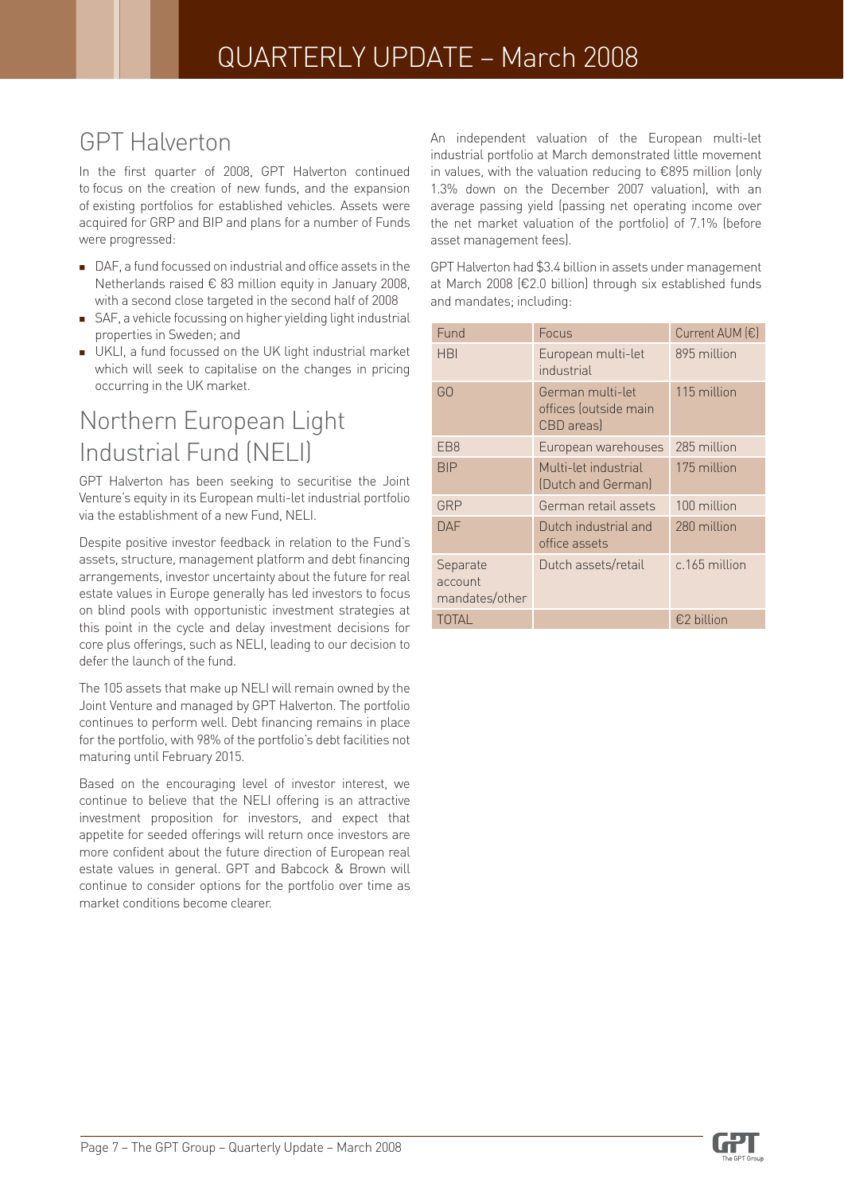## GPT Halverton

In the first quarter of 2008, GPT Halverton continued to focus on the creation of new funds, and the expansion of existing portfolios for established vehicles. Assets were acquired for GRP and BIP and plans for a number of Funds were progressed:

- DAF, a fund focussed on industrial and office assets in the Netherlands raised € 83 million equity in January 2008, with a second close targeted in the second half of 2008
- SAF, a vehicle focussing on higher yielding light industrial properties in Sweden; and
- UKLI, a fund focussed on the UK light industrial market which will seek to capitalise on the changes in pricing occurring in the UK market.

## Northern European Light Industrial Fund (NELI)

GPT Halverton has been seeking to securitise the Joint Venture's equity in its European multi-let industrial portfolio via the establishment of a new Fund, NELI.

Despite positive investor feedback in relation to the Fund's assets, structure, management platform and debt financing arrangements, investor uncertainty about the future for real estate values in Europe generally has led investors to focus on blind pools with opportunistic investment strategies at this point in the cycle and delay investment decisions for core plus offerings, such as NELI, leading to our decision to defer the launch of the fund.

The 105 assets that make up NELI will remain owned by the Joint Venture and managed by GPT Halverton. The portfolio continues to perform well. Debt financing remains in place for the portfolio, with 98% of the portfolio's debt facilities not maturing until February 2015.

Based on the encouraging level of investor interest, we continue to believe that the NELI offering is an attractive investment proposition for investors, and expect that appetite for seeded offerings will return once investors are more confident about the future direction of European real estate values in general. GPT and Babcock & Brown will continue to consider options for the portfolio over time as market conditions become clearer.

An independent valuation of the European multi-let industrial portfolio at March demonstrated little movement in values, with the valuation reducing to €895 million (only 1.3% down on the December 2007 valuation), with an average passing yield (passing net operating income over the net market valuation of the portfolio) of 7.1% (before asset management fees).

GPT Halverton had $3.4 billion in assets under management at March 2008 (€2.0 billion) through six established funds and mandates; including:

| Fund | Focus | Current AUM (€) |
|---|---|---|
| HBI | European multi-let industrial | 895 million |
| GO | German multi-let offices (outside main CBD areas) | 115 million |
| EB8 | European warehouses | 285 million |
| BIP | Multi-let industrial (Dutch and German) | 175 million |
| GRP | German retail assets | 100 million |
| DAF | Dutch industrial and office assets | 280 million |
| Separate account mandates/other | Dutch assets/retail | c.165 million |
| TOTAL | | €2 billion |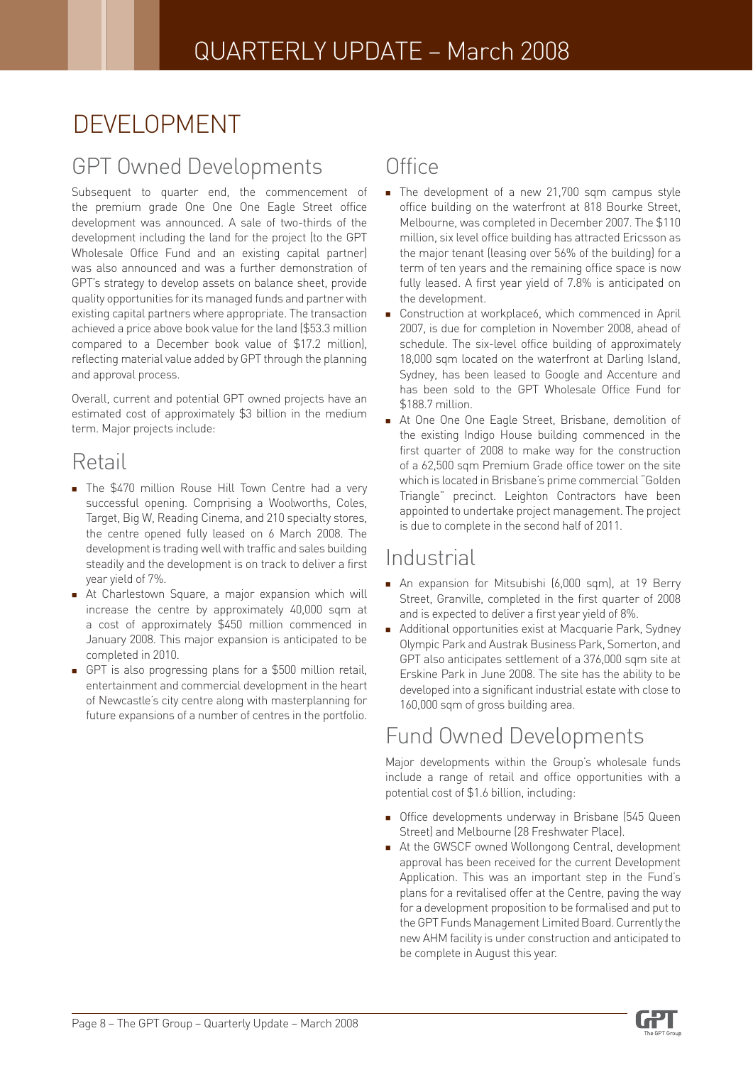# DEVELOPMENT

## GPT Owned Developments

Subsequent to quarter end, the commencement of the premium grade One One One Eagle Street office development was announced. A sale of two-thirds of the development including the land for the project (to the GPT Wholesale Office Fund and an existing capital partner) was also announced and was a further demonstration of GPT's strategy to develop assets on balance sheet, provide quality opportunities for its managed funds and partner with existing capital partners where appropriate. The transaction achieved a price above book value for the land ($53.3 million compared to a December book value of $17.2 million), reflecting material value added by GPT through the planning and approval process.

Overall, current and potential GPT owned projects have an estimated cost of approximately $3 billion in the medium term. Major projects include:

## Retail

- The $470 million Rouse Hill Town Centre had a very successful opening. Comprising a Woolworths, Coles, Target, Big W, Reading Cinema, and 210 specialty stores, the centre opened fully leased on 6 March 2008. The development is trading well with traffic and sales building steadily and the development is on track to deliver a first year yield of 7%.
- At Charlestown Square, a major expansion which will increase the centre by approximately 40,000 sqm at a cost of approximately $450 million commenced in January 2008. This major expansion is anticipated to be completed in 2010.
- GPT is also progressing plans for a $500 million retail, entertainment and commercial development in the heart of Newcastle's city centre along with masterplanning for future expansions of a number of centres in the portfolio.

## Office

- The development of a new 21,700 sqm campus style office building on the waterfront at 818 Bourke Street, Melbourne, was completed in December 2007. The $110 million, six level office building has attracted Ericsson as the major tenant (leasing over 56% of the building) for a term of ten years and the remaining office space is now fully leased. A first year yield of 7.8% is anticipated on the development.
- Construction at workplace6, which commenced in April 2007, is due for completion in November 2008, ahead of schedule. The six-level office building of approximately 18,000 sqm located on the waterfront at Darling Island, Sydney, has been leased to Google and Accenture and has been sold to the GPT Wholesale Office Fund for $188.7 million.
- At One One One Eagle Street, Brisbane, demolition of the existing Indigo House building commenced in the first quarter of 2008 to make way for the construction of a 62,500 sqm Premium Grade office tower on the site which is located in Brisbane's prime commercial "Golden Triangle" precinct. Leighton Contractors have been appointed to undertake project management. The project is due to complete in the second half of 2011.

## Industrial

- An expansion for Mitsubishi (6,000 sqm), at 19 Berry Street, Granville, completed in the first quarter of 2008 and is expected to deliver a first year yield of 8%.
- Additional opportunities exist at Macquarie Park, Sydney Olympic Park and Austrak Business Park, Somerton, and GPT also anticipates settlement of a 376,000 sqm site at Erskine Park in June 2008. The site has the ability to be developed into a significant industrial estate with close to 160,000 sqm of gross building area.

## Fund Owned Developments

Major developments within the Group's wholesale funds include a range of retail and office opportunities with a potential cost of $1.6 billion, including:

- Office developments underway in Brisbane (545 Queen Street) and Melbourne (28 Freshwater Place).
- At the GWSCF owned Wollongong Central, development approval has been received for the current Development Application. This was an important step in the Fund's plans for a revitalised offer at the Centre, paving the way for a development proposition to be formalised and put to the GPT Funds Management Limited Board. Currently the new AHM facility is under construction and anticipated to be complete in August this year.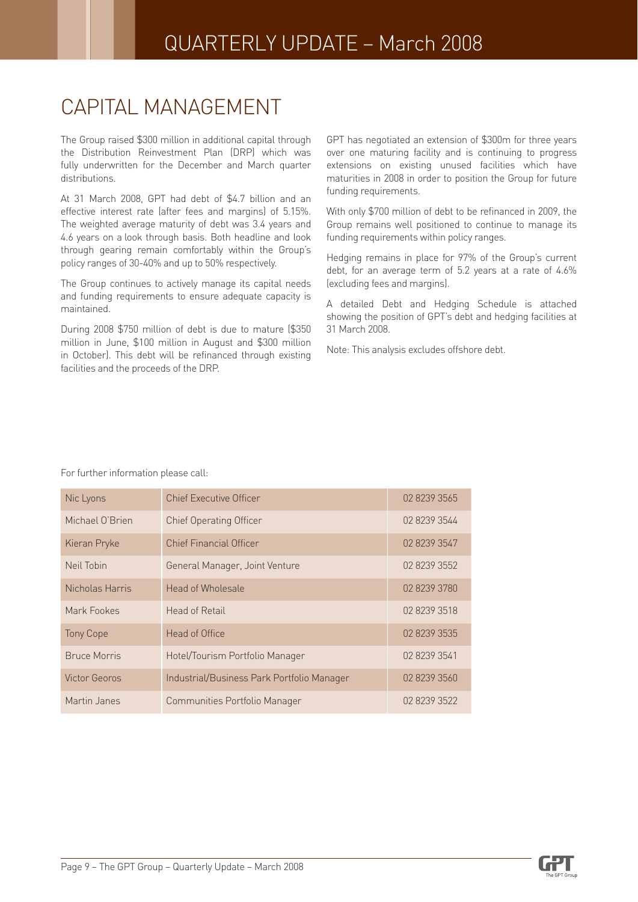# CAPITAL MANAGEMENT

The Group raised $300 million in additional capital through the Distribution Reinvestment Plan (DRP) which was fully underwritten for the December and March quarter distributions.

At 31 March 2008, GPT had debt of $4.7 billion and an effective interest rate (after fees and margins) of 5.15%. The weighted average maturity of debt was 3.4 years and 4.6 years on a look through basis. Both headline and look through gearing remain comfortably within the Group's policy ranges of 30-40% and up to 50% respectively.

The Group continues to actively manage its capital needs and funding requirements to ensure adequate capacity is maintained.

During 2008 $750 million of debt is due to mature ($350 million in June, $100 million in August and $300 million in October). This debt will be refinanced through existing facilities and the proceeds of the DRP.

GPT has negotiated an extension of $300m for three years over one maturing facility and is continuing to progress extensions on existing unused facilities which have maturities in 2008 in order to position the Group for future funding requirements.

With only $700 million of debt to be refinanced in 2009, the Group remains well positioned to continue to manage its funding requirements within policy ranges.

Hedging remains in place for 97% of the Group's current debt, for an average term of 5.2 years at a rate of 4.6% (excluding fees and margins).

A detailed Debt and Hedging Schedule is attached showing the position of GPT's debt and hedging facilities at 31 March 2008.

Note: This analysis excludes offshore debt.

For further information please call:

| | | |
|---|---|---|
| Nic Lyons | Chief Executive Officer | 02 8239 3565 |
| Michael O'Brien | Chief Operating Officer | 02 8239 3544 |
| Kieran Pryke | Chief Financial Officer | 02 8239 3547 |
| Neil Tobin | General Manager, Joint Venture | 02 8239 3552 |
| Nicholas Harris | Head of Wholesale | 02 8239 3780 |
| Mark Fookes | Head of Retail | 02 8239 3518 |
| Tony Cope | Head of Office | 02 8239 3535 |
| Bruce Morris | Hotel/Tourism Portfolio Manager | 02 8239 3541 |
| Victor Georos | Industrial/Business Park Portfolio Manager | 02 8239 3560 |
| Martin Janes | Communities Portfolio Manager | 02 8239 3522 |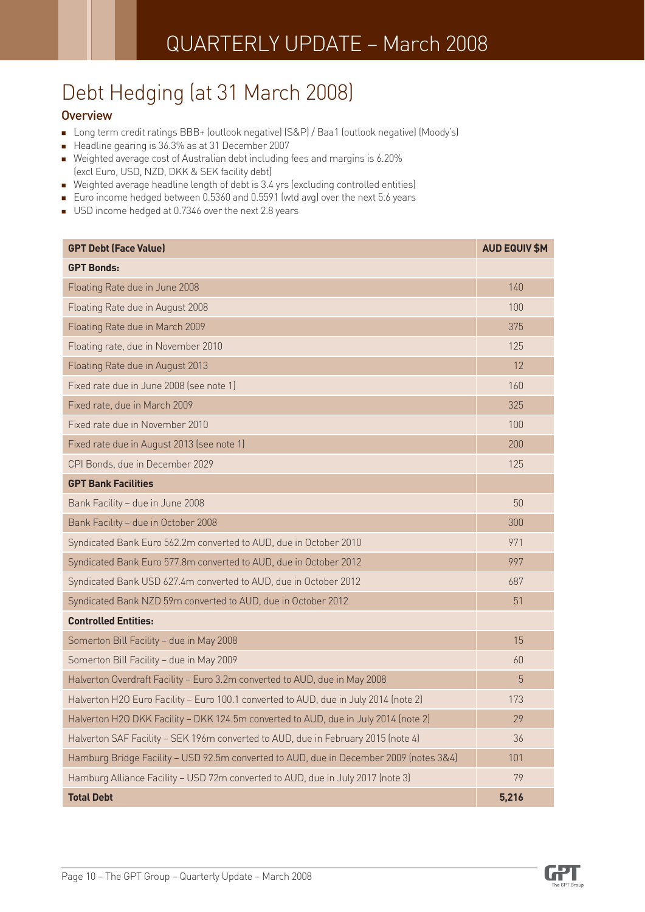# Debt Hedging (at 31 March 2008)

## Overview

- Long term credit ratings BBB+ (outlook negative) (S&P) / Baa1 (outlook negative) (Moody's)
- Headline gearing is 36.3% as at 31 December 2007
- Weighted average cost of Australian debt including fees and margins is 6.20% (excl Euro, USD, NZD, DKK & SEK facility debt)
- Weighted average headline length of debt is 3.4 yrs (excluding controlled entities)
- Euro income hedged between 0.5360 and 0.5591 (wtd avg) over the next 5.6 years
- USD income hedged at 0.7346 over the next 2.8 years

| GPT Debt (Face Value) | AUD EQUIV $M |
|---|---|
| **GPT Bonds:** | |
| Floating Rate due in June 2008 | 140 |
| Floating Rate due in August 2008 | 100 |
| Floating Rate due in March 2009 | 375 |
| Floating rate, due in November 2010 | 125 |
| Floating Rate due in August 2013 | 12 |
| Fixed rate due in June 2008 (see note 1) | 160 |
| Fixed rate, due in March 2009 | 325 |
| Fixed rate due in November 2010 | 100 |
| Fixed rate due in August 2013 (see note 1) | 200 |
| CPI Bonds, due in December 2029 | 125 |
| **GPT Bank Facilities** | |
| Bank Facility – due in June 2008 | 50 |
| Bank Facility – due in October 2008 | 300 |
| Syndicated Bank Euro 562.2m converted to AUD, due in October 2010 | 971 |
| Syndicated Bank Euro 577.8m converted to AUD, due in October 2012 | 997 |
| Syndicated Bank USD 627.4m converted to AUD, due in October 2012 | 687 |
| Syndicated Bank NZD 59m converted to AUD, due in October 2012 | 51 |
| **Controlled Entities:** | |
| Somerton Bill Facility – due in May 2008 | 15 |
| Somerton Bill Facility – due in May 2009 | 60 |
| Halverton Overdraft Facility – Euro 3.2m converted to AUD, due in May 2008 | 5 |
| Halverton H2O Euro Facility – Euro 100.1 converted to AUD, due in July 2014 (note 2) | 173 |
| Halverton H2O DKK Facility – DKK 124.5m converted to AUD, due in July 2014 (note 2) | 29 |
| Halverton SAF Facility – SEK 196m converted to AUD, due in February 2015 (note 4) | 36 |
| Hamburg Bridge Facility – USD 92.5m converted to AUD, due in December 2009 (notes 3&4) | 101 |
| Hamburg Alliance Facility – USD 72m converted to AUD, due in July 2017 (note 3) | 79 |
| **Total Debt** | **5,216** |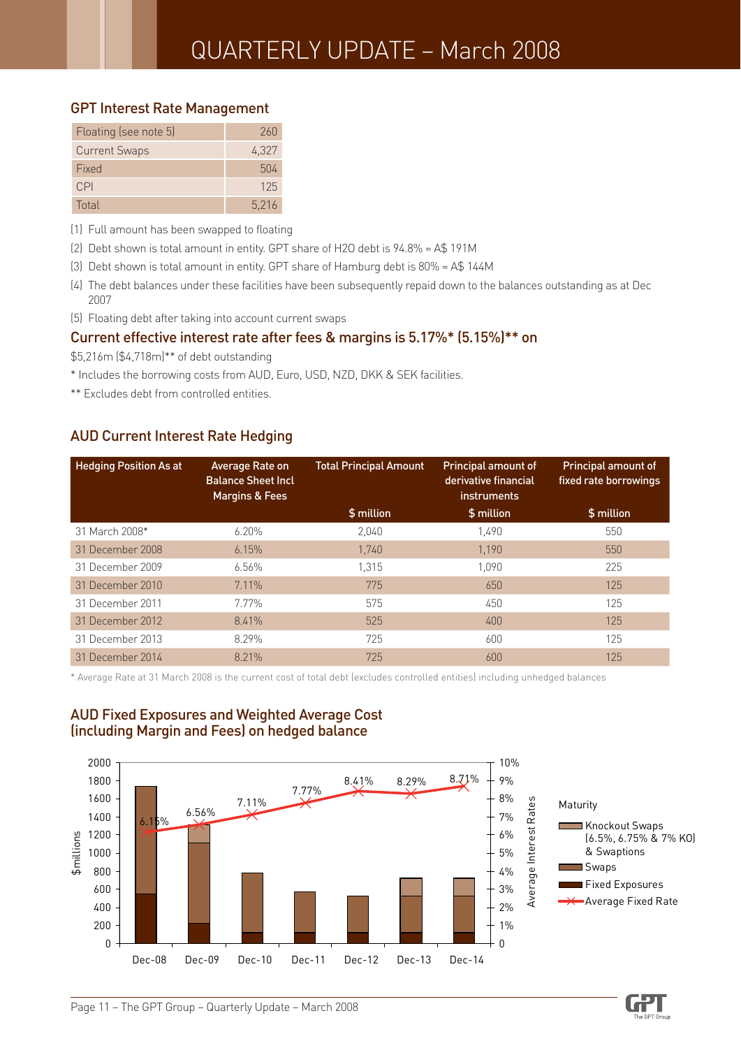# QUARTERLY UPDATE – March 2008

## GPT Interest Rate Management

| | |
|---|---|
| Floating (see note 5) | 260 |
| Current Swaps | 4,327 |
| Fixed | 504 |
| CPI | 125 |
| Total | 5,216 |

(1) Full amount has been swapped to floating

(2) Debt shown is total amount in entity. GPT share of H2O debt is 94.8% = A$ 191M

(3) Debt shown is total amount in entity. GPT share of Hamburg debt is 80% = A$ 144M

(4) The debt balances under these facilities have been subsequently repaid down to the balances outstanding as at Dec 2007

(5) Floating debt after taking into account current swaps

## Current effective interest rate after fees & margins is 5.17%* (5.15%)** on

$5,216m ($4,718m)** of debt outstanding

* Includes the borrowing costs from AUD, Euro, USD, NZD, DKK & SEK facilities.

** Excludes debt from controlled entities.

## AUD Current Interest Rate Hedging

| Hedging Position As at | Average Rate on Balance Sheet Incl Margins & Fees | Total Principal Amount $ million | Principal amount of derivative financial instruments $ million | Principal amount of fixed rate borrowings $ million |
|---|---|---|---|---|
| 31 March 2008* | 6.20% | 2,040 | 1,490 | 550 |
| 31 December 2008 | 6.15% | 1,740 | 1,190 | 550 |
| 31 December 2009 | 6.56% | 1,315 | 1,090 | 225 |
| 31 December 2010 | 7.11% | 775 | 650 | 125 |
| 31 December 2011 | 7.77% | 575 | 450 | 125 |
| 31 December 2012 | 8.41% | 525 | 400 | 125 |
| 31 December 2013 | 8.29% | 725 | 600 | 125 |
| 31 December 2014 | 8.21% | 725 | 600 | 125 |

* Average Rate at 31 March 2008 is the current cost of total debt (excludes controlled entities) including unhedged balances

## AUD Fixed Exposures and Weighted Average Cost (including Margin and Fees) on hedged balance

Maturity: Knockout Swaps (6.5%, 6.75% & 7% KO) & Swaptions; Swaps; Fixed Exposures; Average Fixed Rate

| | Dec-08 | Dec-09 | Dec-10 | Dec-11 | Dec-12 | Dec-13 | Dec-14 |
|---|---|---|---|---|---|---|---|
| Average Fixed Rate | 6.15% | 6.56% | 7.11% | 7.77% | 8.41% | 8.29% | 8.71% |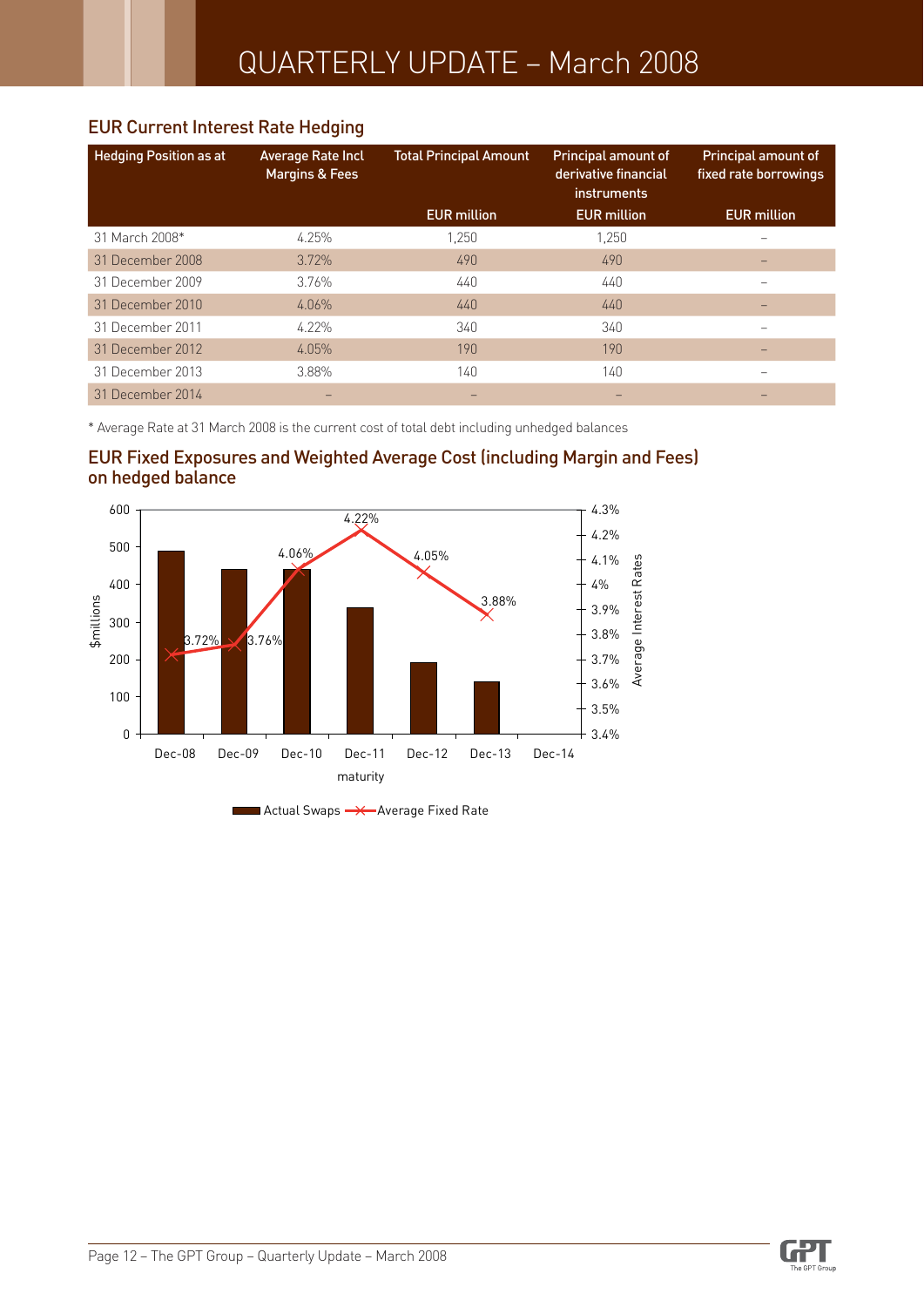## EUR Current Interest Rate Hedging

| Hedging Position as at | Average Rate Incl Margins & Fees | Total Principal Amount | Principal amount of derivative financial instruments | Principal amount of fixed rate borrowings |
|---|---|---|---|---|
| | | EUR million | EUR million | EUR million |
| 31 March 2008* | 4.25% | 1,250 | 1,250 | – |
| 31 December 2008 | 3.72% | 490 | 490 | – |
| 31 December 2009 | 3.76% | 440 | 440 | – |
| 31 December 2010 | 4.06% | 440 | 440 | – |
| 31 December 2011 | 4.22% | 340 | 340 | – |
| 31 December 2012 | 4.05% | 190 | 190 | – |
| 31 December 2013 | 3.88% | 140 | 140 | – |
| 31 December 2014 | – | – | – | – |

* Average Rate at 31 March 2008 is the current cost of total debt including unhedged balances

## EUR Fixed Exposures and Weighted Average Cost (including Margin and Fees) on hedged balance

| maturity | Actual Swaps ($millions) | Average Fixed Rate |
|---|---|---|
| Dec-08 | 490 | 3.72% |
| Dec-09 | 440 | 3.76% |
| Dec-10 | 440 | 4.06% |
| Dec-11 | 340 | 4.22% |
| Dec-12 | 190 | 4.05% |
| Dec-13 | 140 | 3.88% |
| Dec-14 | – | – |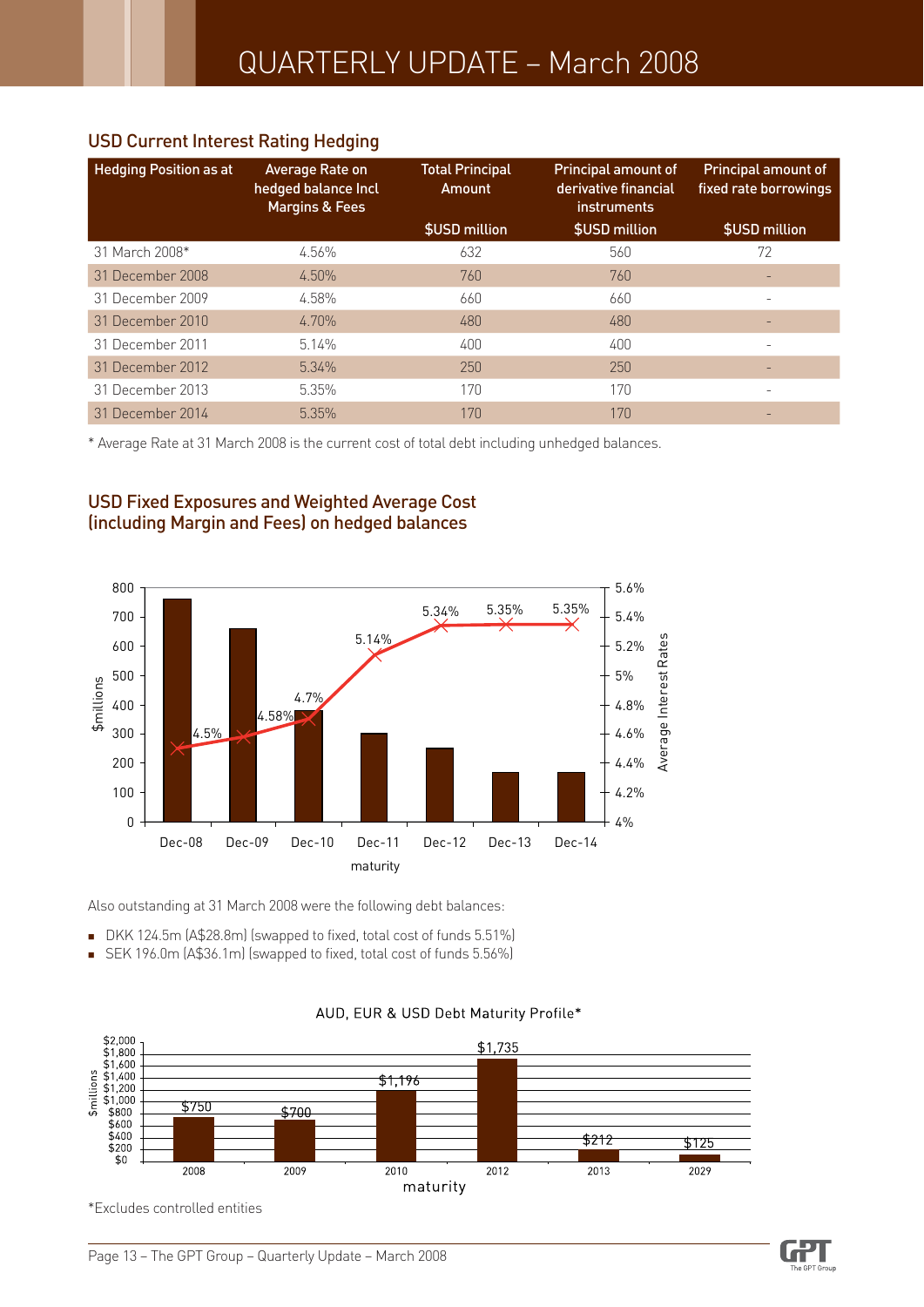## USD Current Interest Rating Hedging

| Hedging Position as at | Average Rate on hedged balance Incl Margins & Fees | Total Principal Amount $USD million | Principal amount of derivative financial instruments $USD million | Principal amount of fixed rate borrowings $USD million |
|---|---|---|---|---|
| 31 March 2008* | 4.56% | 632 | 560 | 72 |
| 31 December 2008 | 4.50% | 760 | 760 | - |
| 31 December 2009 | 4.58% | 660 | 660 | - |
| 31 December 2010 | 4.70% | 480 | 480 | - |
| 31 December 2011 | 5.14% | 400 | 400 | - |
| 31 December 2012 | 5.34% | 250 | 250 | - |
| 31 December 2013 | 5.35% | 170 | 170 | - |
| 31 December 2014 | 5.35% | 170 | 170 | - |

* Average Rate at 31 March 2008 is the current cost of total debt including unhedged balances.

## USD Fixed Exposures and Weighted Average Cost (including Margin and Fees) on hedged balances

| Maturity | $millions | Average Interest Rates |
|---|---|---|
| Dec-08 | 760 | 4.5% |
| Dec-09 | 660 | 4.58% |
| Dec-10 | 380 | 4.7% |
| Dec-11 | 300 | 5.14% |
| Dec-12 | 250 | 5.34% |
| Dec-13 | 170 | 5.35% |
| Dec-14 | 170 | 5.35% |

Also outstanding at 31 March 2008 were the following debt balances:

- DKK 124.5m (A$28.8m) (swapped to fixed, total cost of funds 5.51%)
- SEK 196.0m (A$36.1m) (swapped to fixed, total cost of funds 5.56%)

### AUD, EUR & USD Debt Maturity Profile*

| Maturity | $millions |
|---|---|
| 2008 | $750 |
| 2009 | $700 |
| 2010 | $1,196 |
| 2012 | $1,735 |
| 2013 | $212 |
| 2029 | $125 |

*Excludes controlled entities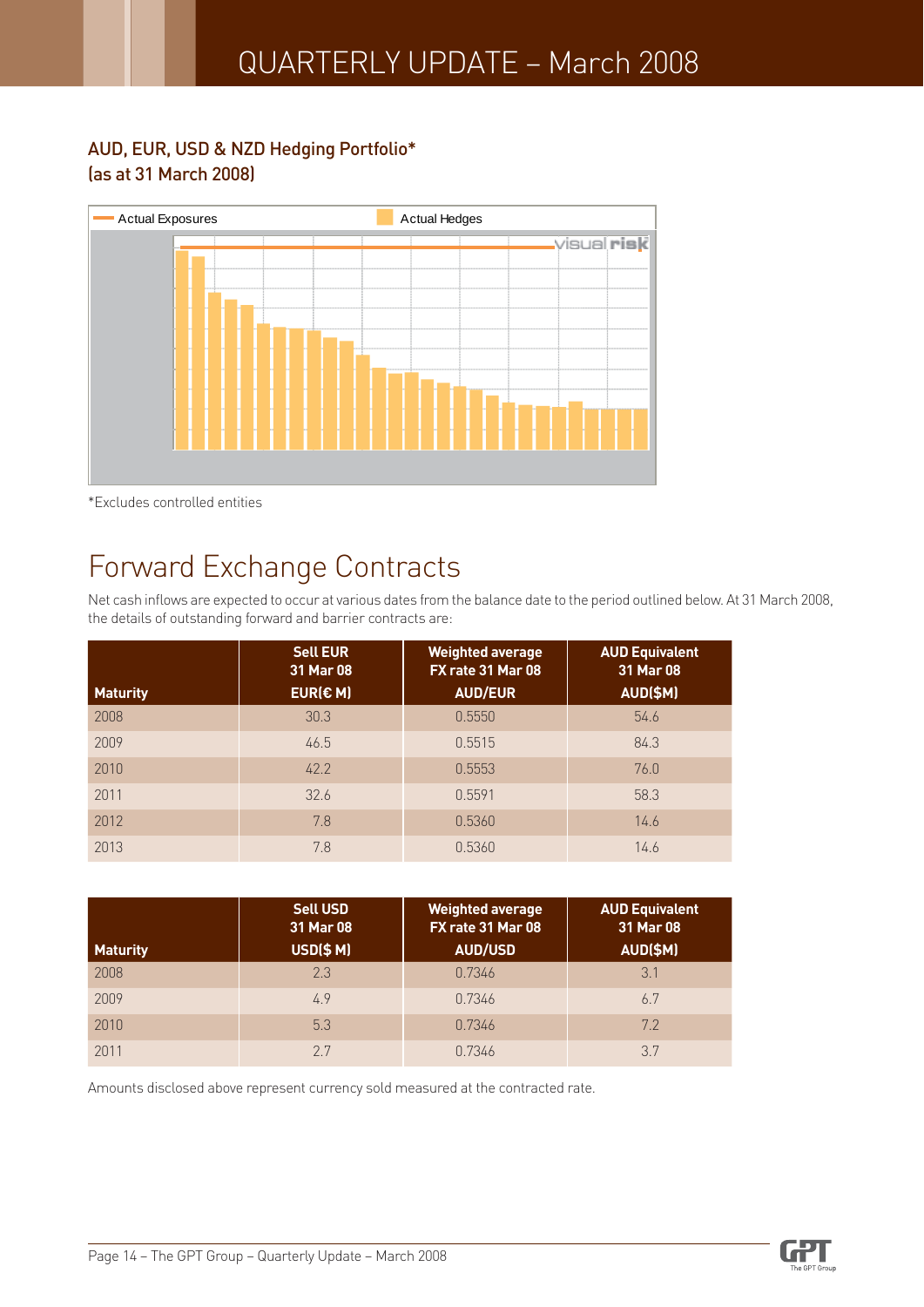## AUD, EUR, USD & NZD Hedging Portfolio*
(as at 31 March 2008)

Actual Exposures

Actual Hedges

*Excludes controlled entities

# Forward Exchange Contracts

Net cash inflows are expected to occur at various dates from the balance date to the period outlined below. At 31 March 2008, the details of outstanding forward and barrier contracts are:

| Maturity | Sell EUR 31 Mar 08 EUR(€ M) | Weighted average FX rate 31 Mar 08 AUD/EUR | AUD Equivalent 31 Mar 08 AUD($M) |
|---|---|---|---|
| 2008 | 30.3 | 0.5550 | 54.6 |
| 2009 | 46.5 | 0.5515 | 84.3 |
| 2010 | 42.2 | 0.5553 | 76.0 |
| 2011 | 32.6 | 0.5591 | 58.3 |
| 2012 | 7.8 | 0.5360 | 14.6 |
| 2013 | 7.8 | 0.5360 | 14.6 |

| Maturity | Sell USD 31 Mar 08 USD($ M) | Weighted average FX rate 31 Mar 08 AUD/USD | AUD Equivalent 31 Mar 08 AUD($M) |
|---|---|---|---|
| 2008 | 2.3 | 0.7346 | 3.1 |
| 2009 | 4.9 | 0.7346 | 6.7 |
| 2010 | 5.3 | 0.7346 | 7.2 |
| 2011 | 2.7 | 0.7346 | 3.7 |

Amounts disclosed above represent currency sold measured at the contracted rate.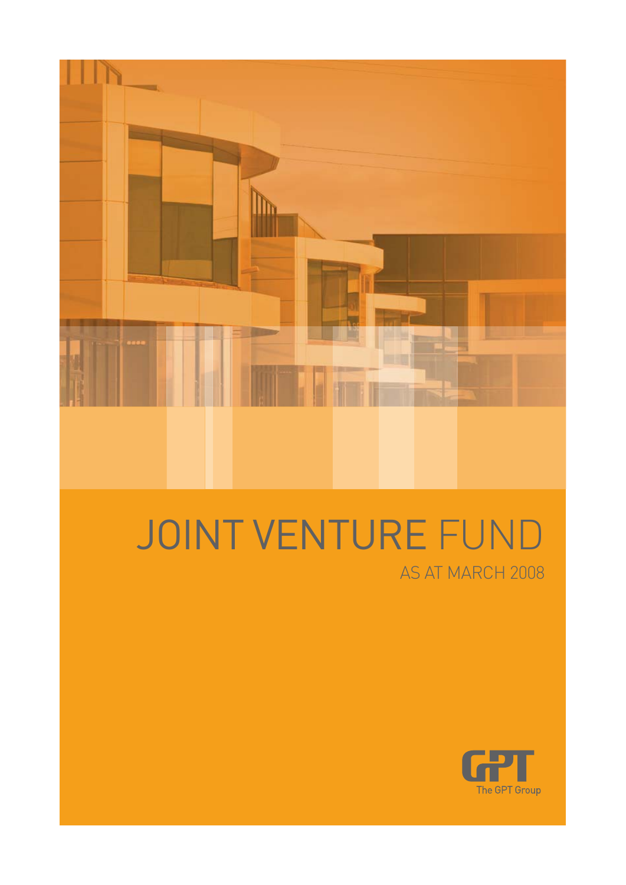# JOINT VENTURE FUND

AS AT MARCH 2008

The GPT Group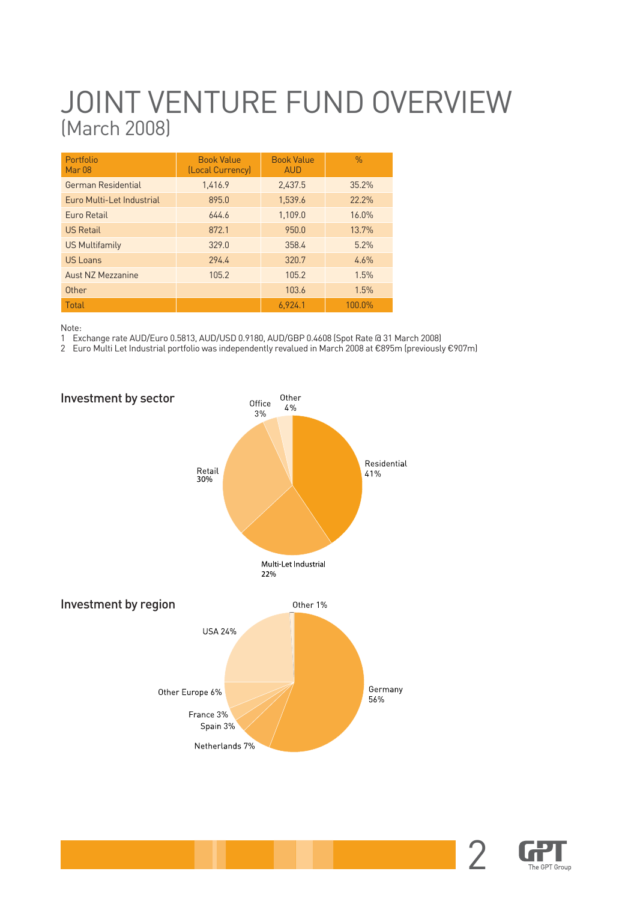# JOINT VENTURE FUND OVERVIEW
## (March 2008)

| Portfolio Mar 08 | Book Value (Local Currency) | Book Value AUD | % |
|---|---|---|---|
| German Residential | 1,416.9 | 2,437.5 | 35.2% |
| Euro Multi-Let Industrial | 895.0 | 1,539.6 | 22.2% |
| Euro Retail | 644.6 | 1,109.0 | 16.0% |
| US Retail | 872.1 | 950.0 | 13.7% |
| US Multifamily | 329.0 | 358.4 | 5.2% |
| US Loans | 294.4 | 320.7 | 4.6% |
| Aust NZ Mezzanine | 105.2 | 105.2 | 1.5% |
| Other | | 103.6 | 1.5% |
| Total | | 6,924.1 | 100.0% |

Note:

1 Exchange rate AUD/Euro 0.5813, AUD/USD 0.9180, AUD/GBP 0.4608 (Spot Rate @ 31 March 2008)

2 Euro Multi Let Industrial portfolio was independently revalued in March 2008 at €895m (previously €907m)

### Investment by sector

Residential 41%, Multi-Let Industrial 22%, Retail 30%, Office 3%, Other 4%

### Investment by region

Germany 56%, Netherlands 7%, Spain 3%, France 3%, Other Europe 6%, USA 24%, Other 1%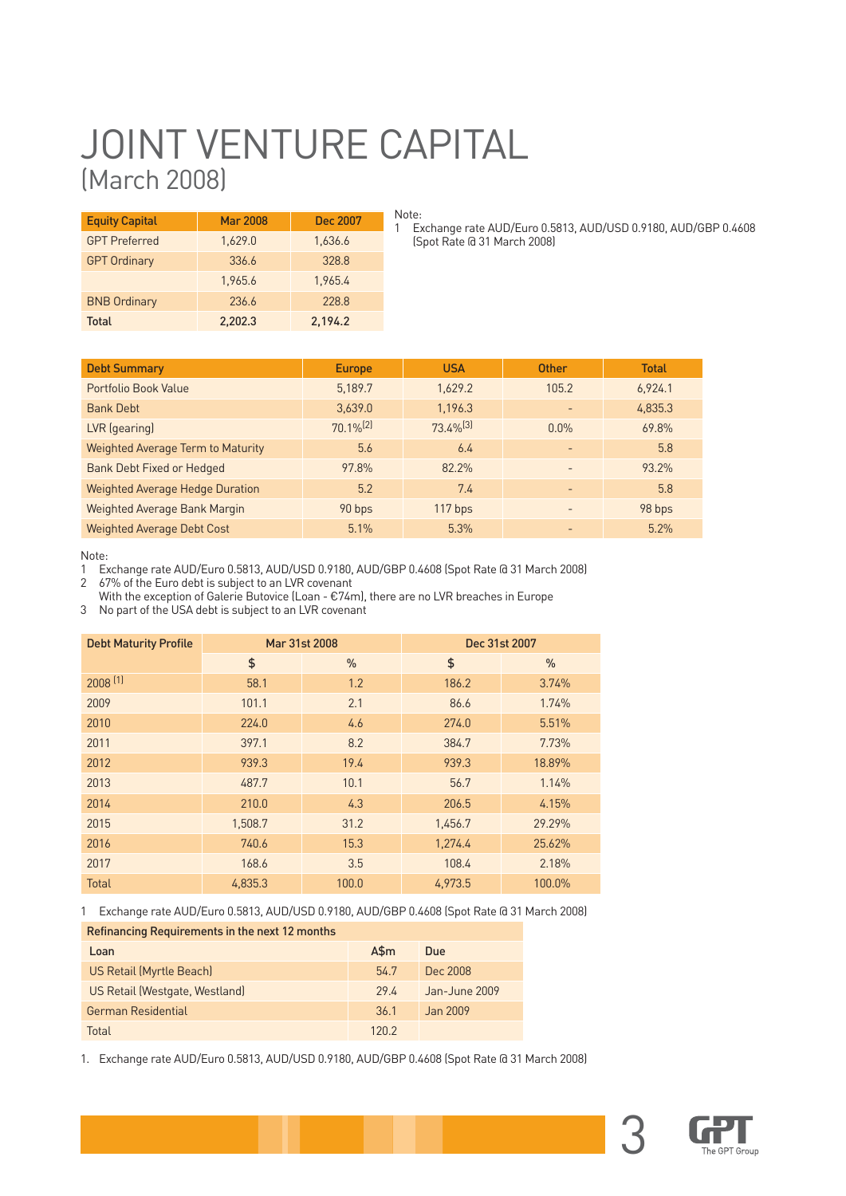# JOINT VENTURE CAPITAL
## (March 2008)

| Equity Capital | Mar 2008 | Dec 2007 |
|---|---|---|
| GPT Preferred | 1,629.0 | 1,636.6 |
| GPT Ordinary | 336.6 | 328.8 |
| | 1,965.6 | 1,965.4 |
| BNB Ordinary | 236.6 | 228.8 |
| **Total** | **2,202.3** | **2,194.2** |

Note:
1 Exchange rate AUD/Euro 0.5813, AUD/USD 0.9180, AUD/GBP 0.4608 (Spot Rate @ 31 March 2008)

| Debt Summary | Europe | USA | Other | Total |
|---|---|---|---|---|
| Portfolio Book Value | 5,189.7 | 1,629.2 | 105.2 | 6,924.1 |
| Bank Debt | 3,639.0 | 1,196.3 | - | 4,835.3 |
| LVR (gearing) | 70.1%[2] | 73.4%[3] | 0.0% | 69.8% |
| Weighted Average Term to Maturity | 5.6 | 6.4 | - | 5.8 |
| Bank Debt Fixed or Hedged | 97.8% | 82.2% | - | 93.2% |
| Weighted Average Hedge Duration | 5.2 | 7.4 | - | 5.8 |
| Weighted Average Bank Margin | 90 bps | 117 bps | - | 98 bps |
| Weighted Average Debt Cost | 5.1% | 5.3% | - | 5.2% |

Note:
1 Exchange rate AUD/Euro 0.5813, AUD/USD 0.9180, AUD/GBP 0.4608 (Spot Rate @ 31 March 2008)
2 67% of the Euro debt is subject to an LVR covenant
With the exception of Galerie Butovice (Loan - €74m), there are no LVR breaches in Europe
3 No part of the USA debt is subject to an LVR covenant

| Debt Maturity Profile | Mar 31st 2008 | | Dec 31st 2007 | |
|---|---|---|---|---|
| | $ | % | $ | % |
| 2008 [1] | 58.1 | 1.2 | 186.2 | 3.74% |
| 2009 | 101.1 | 2.1 | 86.6 | 1.74% |
| 2010 | 224.0 | 4.6 | 274.0 | 5.51% |
| 2011 | 397.1 | 8.2 | 384.7 | 7.73% |
| 2012 | 939.3 | 19.4 | 939.3 | 18.89% |
| 2013 | 487.7 | 10.1 | 56.7 | 1.14% |
| 2014 | 210.0 | 4.3 | 206.5 | 4.15% |
| 2015 | 1,508.7 | 31.2 | 1,456.7 | 29.29% |
| 2016 | 740.6 | 15.3 | 1,274.4 | 25.62% |
| 2017 | 168.6 | 3.5 | 108.4 | 2.18% |
| Total | 4,835.3 | 100.0 | 4,973.5 | 100.0% |

1 Exchange rate AUD/Euro 0.5813, AUD/USD 0.9180, AUD/GBP 0.4608 (Spot Rate @ 31 March 2008)

| Refinancing Requirements in the next 12 months | | |
|---|---|---|
| Loan | A$m | Due |
| US Retail (Myrtle Beach) | 54.7 | Dec 2008 |
| US Retail (Westgate, Westland) | 29.4 | Jan-June 2009 |
| German Residential | 36.1 | Jan 2009 |
| Total | 120.2 | |

1. Exchange rate AUD/Euro 0.5813, AUD/USD 0.9180, AUD/GBP 0.4608 (Spot Rate @ 31 March 2008)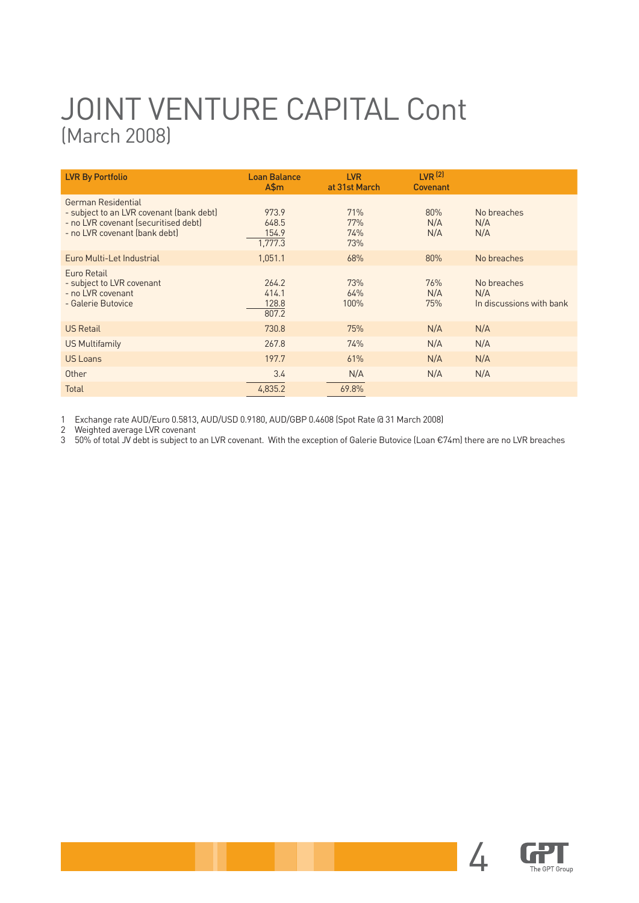# JOINT VENTURE CAPITAL Cont
## (March 2008)

| LVR By Portfolio | Loan Balance A$m | LVR at 31st March | LVR [2] Covenant | |
|---|---|---|---|---|
| German Residential | | | | |
| - subject to an LVR covenant (bank debt) | 973.9 | 71% | 80% | No breaches |
| - no LVR covenant (securitised debt) | 648.5 | 77% | N/A | N/A |
| - no LVR covenant (bank debt) | 154.9 | 74% | N/A | N/A |
| | 1,777.3 | 73% | | |
| Euro Multi-Let Industrial | 1,051.1 | 68% | 80% | No breaches |
| Euro Retail | | | | |
| - subject to LVR covenant | 264.2 | 73% | 76% | No breaches |
| - no LVR covenant | 414.1 | 64% | N/A | N/A |
| - Galerie Butovice | 128.8 | 100% | 75% | In discussions with bank |
| | 807.2 | | | |
| US Retail | 730.8 | 75% | N/A | N/A |
| US Multifamily | 267.8 | 74% | N/A | N/A |
| US Loans | 197.7 | 61% | N/A | N/A |
| Other | 3.4 | N/A | N/A | N/A |
| Total | 4,835.2 | 69.8% | | |

1 Exchange rate AUD/Euro 0.5813, AUD/USD 0.9180, AUD/GBP 0.4608 (Spot Rate @ 31 March 2008)

2 Weighted average LVR covenant

3 50% of total JV debt is subject to an LVR covenant. With the exception of Galerie Butovice (Loan €74m) there are no LVR breaches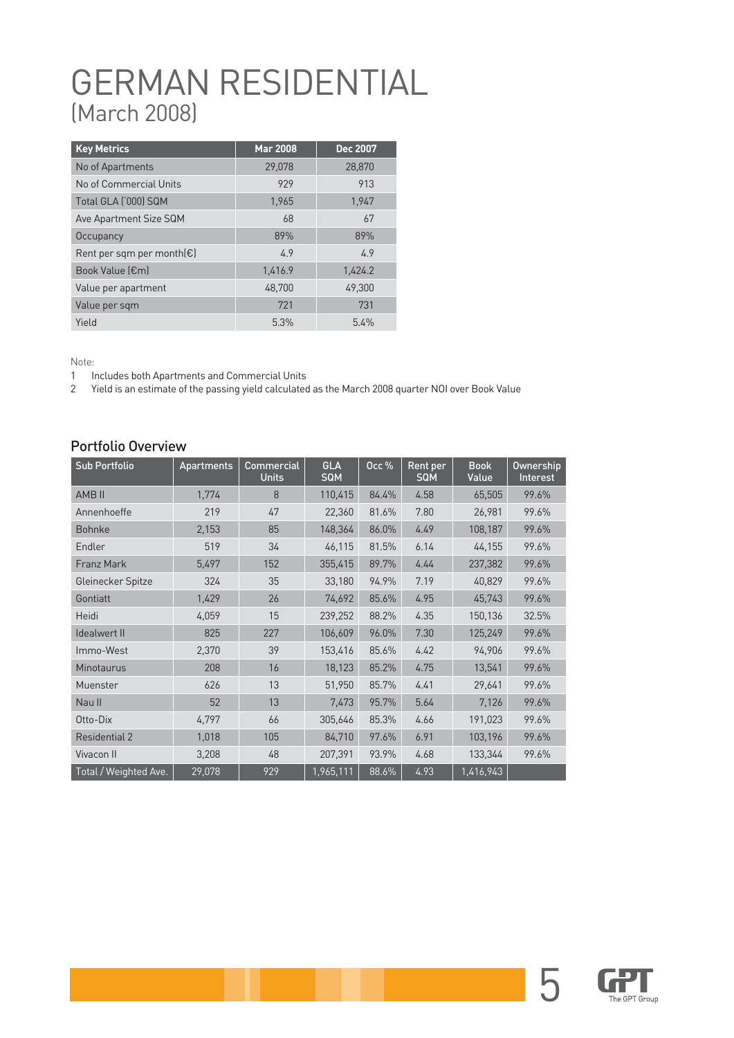# GERMAN RESIDENTIAL
## (March 2008)

| Key Metrics | Mar 2008 | Dec 2007 |
|---|---|---|
| No of Apartments | 29,078 | 28,870 |
| No of Commercial Units | 929 | 913 |
| Total GLA ('000) SQM | 1,965 | 1,947 |
| Ave Apartment Size SQM | 68 | 67 |
| Occupancy | 89% | 89% |
| Rent per sqm per month(€) | 4.9 | 4.9 |
| Book Value (€m) | 1,416.9 | 1,424.2 |
| Value per apartment | 48,700 | 49,300 |
| Value per sqm | 721 | 731 |
| Yield | 5.3% | 5.4% |

Note:

1 Includes both Apartments and Commercial Units

2 Yield is an estimate of the passing yield calculated as the March 2008 quarter NOI over Book Value

## Portfolio Overview

| Sub Portfolio | Apartments | Commercial Units | GLA SQM | Occ % | Rent per SQM | Book Value | Ownership Interest |
|---|---|---|---|---|---|---|---|
| AMB II | 1,774 | 8 | 110,415 | 84.4% | 4.58 | 65,505 | 99.6% |
| Annenhoeffe | 219 | 47 | 22,360 | 81.6% | 7.80 | 26,981 | 99.6% |
| Bohnke | 2,153 | 85 | 148,364 | 86.0% | 4.49 | 108,187 | 99.6% |
| Endler | 519 | 34 | 46,115 | 81.5% | 6.14 | 44,155 | 99.6% |
| Franz Mark | 5,497 | 152 | 355,415 | 89.7% | 4.44 | 237,382 | 99.6% |
| Gleinecker Spitze | 324 | 35 | 33,180 | 94.9% | 7.19 | 40,829 | 99.6% |
| Gontiatt | 1,429 | 26 | 74,692 | 85.6% | 4.95 | 45,743 | 99.6% |
| Heidi | 4,059 | 15 | 239,252 | 88.2% | 4.35 | 150,136 | 32.5% |
| Idealwert II | 825 | 227 | 106,609 | 96.0% | 7.30 | 125,249 | 99.6% |
| Immo-West | 2,370 | 39 | 153,416 | 85.6% | 4.42 | 94,906 | 99.6% |
| Minotaurus | 208 | 16 | 18,123 | 85.2% | 4.75 | 13,541 | 99.6% |
| Muenster | 626 | 13 | 51,950 | 85.7% | 4.41 | 29,641 | 99.6% |
| Nau II | 52 | 13 | 7,473 | 95.7% | 5.64 | 7,126 | 99.6% |
| Otto-Dix | 4,797 | 66 | 305,646 | 85.3% | 4.66 | 191,023 | 99.6% |
| Residential 2 | 1,018 | 105 | 84,710 | 97.6% | 6.91 | 103,196 | 99.6% |
| Vivacon II | 3,208 | 48 | 207,391 | 93.9% | 4.68 | 133,344 | 99.6% |
| Total / Weighted Ave. | 29,078 | 929 | 1,965,111 | 88.6% | 4.93 | 1,416,943 | |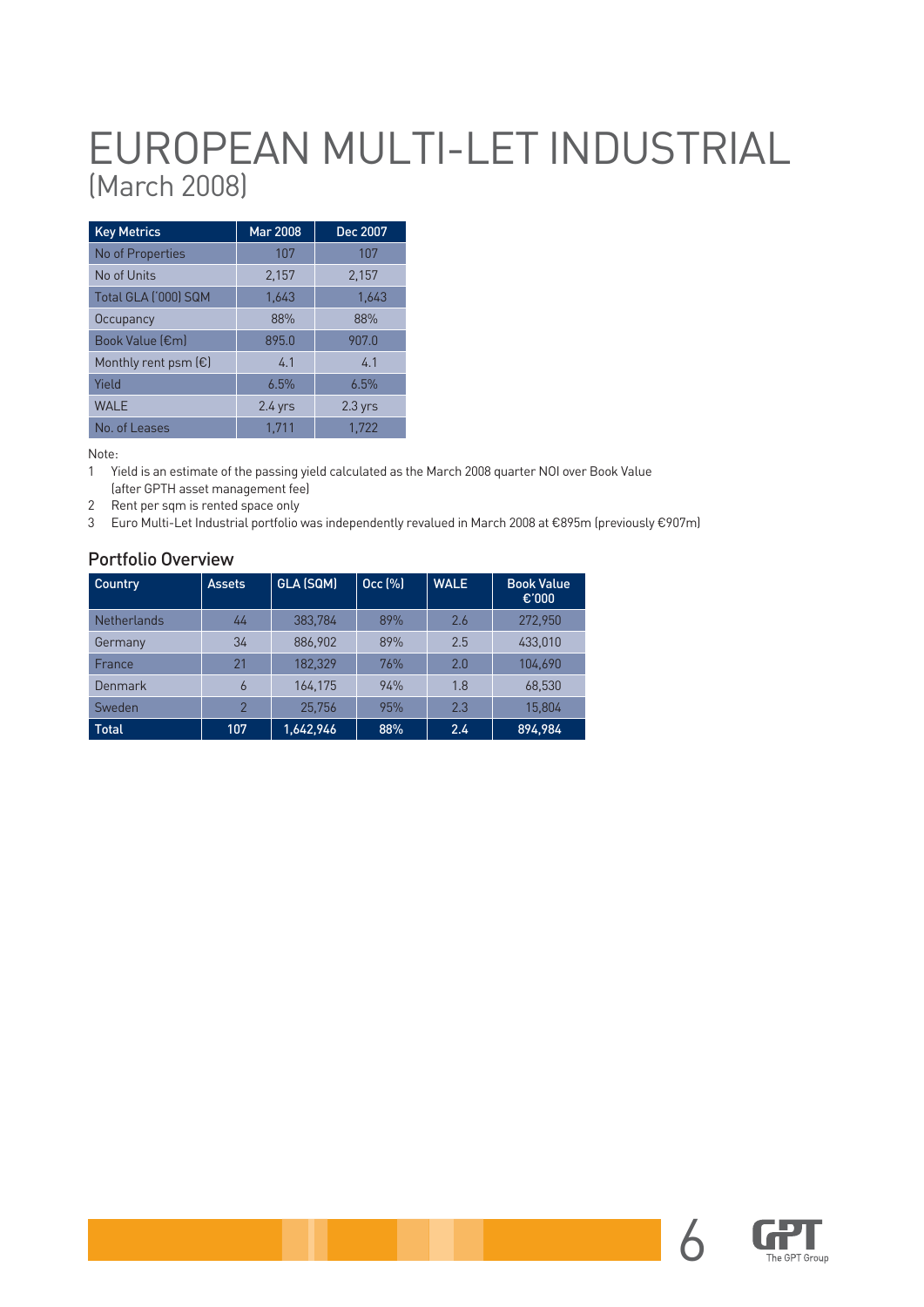# EUROPEAN MULTI-LET INDUSTRIAL
## (March 2008)

| Key Metrics | Mar 2008 | Dec 2007 |
|---|---|---|
| No of Properties | 107 | 107 |
| No of Units | 2,157 | 2,157 |
| Total GLA ('000) SQM | 1,643 | 1,643 |
| Occupancy | 88% | 88% |
| Book Value (€m) | 895.0 | 907.0 |
| Monthly rent psm (€) | 4.1 | 4.1 |
| Yield | 6.5% | 6.5% |
| WALE | 2.4 yrs | 2.3 yrs |
| No. of Leases | 1,711 | 1,722 |

Note:

1. Yield is an estimate of the passing yield calculated as the March 2008 quarter NOI over Book Value (after GPTH asset management fee)
2. Rent per sqm is rented space only
3. Euro Multi-Let Industrial portfolio was independently revalued in March 2008 at €895m (previously €907m)

### Portfolio Overview

| Country | Assets | GLA (SQM) | Occ (%) | WALE | Book Value €'000 |
|---|---|---|---|---|---|
| Netherlands | 44 | 383,784 | 89% | 2.6 | 272,950 |
| Germany | 34 | 886,902 | 89% | 2.5 | 433,010 |
| France | 21 | 182,329 | 76% | 2.0 | 104,690 |
| Denmark | 6 | 164,175 | 94% | 1.8 | 68,530 |
| Sweden | 2 | 25,756 | 95% | 2.3 | 15,804 |
| **Total** | **107** | **1,642,946** | **88%** | **2.4** | **894,984** |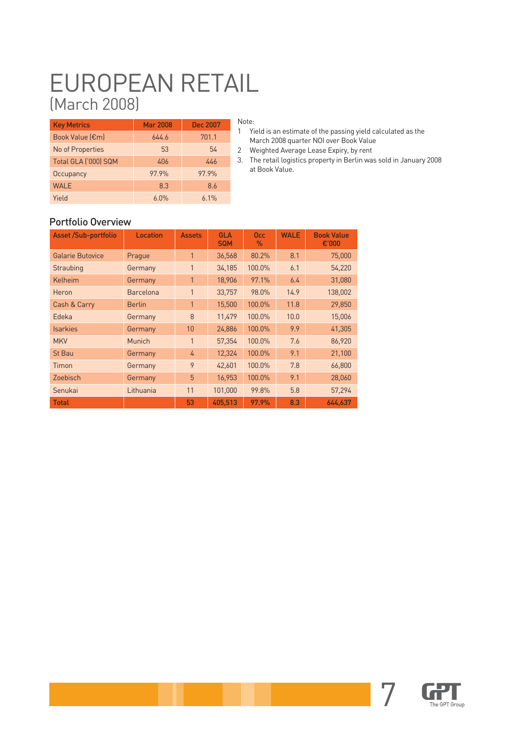# EUROPEAN RETAIL

## (March 2008)

| Key Metrics | Mar 2008 | Dec 2007 |
|---|---|---|
| Book Value (€m) | 644.6 | 701.1 |
| No of Properties | 53 | 54 |
| Total GLA ('000) SQM | 406 | 446 |
| Occupancy | 97.9% | 97.9% |
| WALE | 8.3 | 8.6 |
| Yield | 6.0% | 6.1% |

Note:

1 Yield is an estimate of the passing yield calculated as the March 2008 quarter NOI over Book Value

2 Weighted Average Lease Expiry, by rent

3. The retail logistics property in Berlin was sold in January 2008 at Book Value.

### Portfolio Overview

| Asset /Sub-portfolio | Location | Assets | GLA SQM | Occ % | WALE | Book Value €'000 |
|---|---|---|---|---|---|---|
| Galarie Butovice | Prague | 1 | 36,568 | 80.2% | 8.1 | 75,000 |
| Straubing | Germany | 1 | 34,185 | 100.0% | 6.1 | 54,220 |
| Kelheim | Germany | 1 | 18,906 | 97.1% | 6.4 | 31,080 |
| Heron | Barcelona | 1 | 33,757 | 98.0% | 14.9 | 138,002 |
| Cash & Carry | Berlin | 1 | 15,500 | 100.0% | 11.8 | 29,850 |
| Edeka | Germany | 8 | 11,479 | 100.0% | 10.0 | 15,006 |
| Isarkies | Germany | 10 | 24,886 | 100.0% | 9.9 | 41,305 |
| MKV | Munich | 1 | 57,354 | 100.0% | 7.6 | 86,920 |
| St Bau | Germany | 4 | 12,324 | 100.0% | 9.1 | 21,100 |
| Timon | Germany | 9 | 42,601 | 100.0% | 7.8 | 66,800 |
| Zoebisch | Germany | 5 | 16,953 | 100.0% | 9.1 | 28,060 |
| Senukai | Lithuania | 11 | 101,000 | 99.8% | 5.8 | 57,294 |
| **Total** | | **53** | **405,513** | **97.9%** | **8.3** | **644,637** |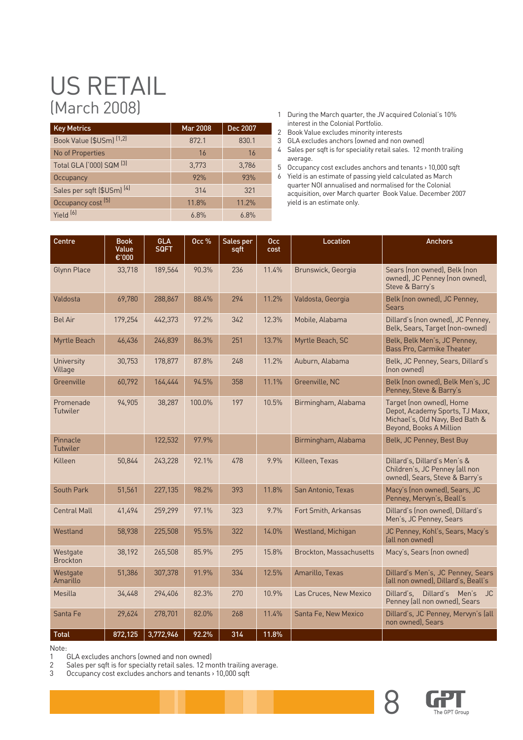# US RETAIL

## (March 2008)

| Key Metrics | Mar 2008 | Dec 2007 |
|---|---|---|
| Book Value ($USm) [1,2] | 872.1 | 830.1 |
| No of Properties | 16 | 16 |
| Total GLA ('000) SQM [3] | 3,773 | 3,786 |
| Occupancy | 92% | 93% |
| Sales per sqft ($USm) [4] | 314 | 321 |
| Occupancy cost [5] | 11.8% | 11.2% |
| Yield [6] | 6.8% | 6.8% |

1 During the March quarter, the JV acquired Colonial's 10% interest in the Colonial Portfolio.
2 Book Value excludes minority interests
3 GLA excludes anchors (owned and non owned)
4 Sales per sqft is for speciality retail sales. 12 month trailing average.
5 Occupancy cost excludes anchors and tenants › 10,000 sqft
6 Yield is an estimate of passing yield calculated as March quarter NOI annualised and normalised for the Colonial acquisition, over March quarter Book Value. December 2007 yield is an estimate only.

| Centre | Book Value €'000 | GLA SQFT | Occ % | Sales per sqft | Occ cost | Location | Anchors |
|---|---|---|---|---|---|---|---|
| Glynn Place | 33,718 | 189,564 | 90.3% | 236 | 11.4% | Brunswick, Georgia | Sears (non owned), Belk (non owned), JC Penney (non owned), Steve & Barry's |
| Valdosta | 69,780 | 288,867 | 88.4% | 294 | 11.2% | Valdosta, Georgia | Belk (non owned), JC Penney, Sears |
| Bel Air | 179,254 | 442,373 | 97.2% | 342 | 12.3% | Mobile, Alabama | Dillard's (non owned), JC Penney, Belk, Sears, Target (non-owned) |
| Myrtle Beach | 46,436 | 246,839 | 86.3% | 251 | 13.7% | Myrtle Beach, SC | Belk, Belk Men's, JC Penney, Bass Pro, Carmike Theater |
| University Village | 30,753 | 178,877 | 87.8% | 248 | 11.2% | Auburn, Alabama | Belk, JC Penney, Sears, Dillard's (non owned) |
| Greenville | 60,792 | 164,444 | 94.5% | 358 | 11.1% | Greenville, NC | Belk (non owned), Belk Men's, JC Penney, Steve & Barry's |
| Promenade Tutwiler | 94,905 | 38,287 | 100.0% | 197 | 10.5% | Birmingham, Alabama | Target (non owned), Home Depot, Academy Sports, TJ Maxx, Michael's, Old Navy, Bed Bath & Beyond, Books A Million |
| Pinnacle Tutwiler | | 122,532 | 97.9% | | | Birmingham, Alabama | Belk, JC Penney, Best Buy |
| Killeen | 50,844 | 243,228 | 92.1% | 478 | 9.9% | Killeen, Texas | Dillard's, Dillard's Men's & Children's, JC Penney (all non owned), Sears, Steve & Barry's |
| South Park | 51,561 | 227,135 | 98.2% | 393 | 11.8% | San Antonio, Texas | Macy's (non owned), Sears, JC Penney, Mervyn's, Beall's |
| Central Mall | 41,494 | 259,299 | 97.1% | 323 | 9.7% | Fort Smith, Arkansas | Dillard's (non owned), Dillard's Men's, JC Penney, Sears |
| Westland | 58,938 | 225,508 | 95.5% | 322 | 14.0% | Westland, Michigan | JC Penney, Kohl's, Sears, Macy's (all non owned) |
| Westgate Brockton | 38,192 | 265,508 | 85.9% | 295 | 15.8% | Brockton, Massachusetts | Macy's, Sears (non owned) |
| Westgate Amarillo | 51,386 | 307,378 | 91.9% | 334 | 12.5% | Amarillo, Texas | Dillard's Men's, JC Penney, Sears (all non owned), Dillard's, Beall's |
| Mesilla | 34,448 | 294,406 | 82.3% | 270 | 10.9% | Las Cruces, New Mexico | Dillard's, Dillard's Men's JC Penney (all non owned), Sears |
| Santa Fe | 29,624 | 278,701 | 82.0% | 268 | 11.4% | Santa Fe, New Mexico | Dillard's, JC Penney, Mervyn's (all non owned), Sears |
| **Total** | **872,125** | **3,772,946** | **92.2%** | **314** | **11.8%** | | |

Note:
1 GLA excludes anchors (owned and non owned)
2 Sales per sqft is for specialty retail sales. 12 month trailing average.
3 Occupancy cost excludes anchors and tenants › 10,000 sqft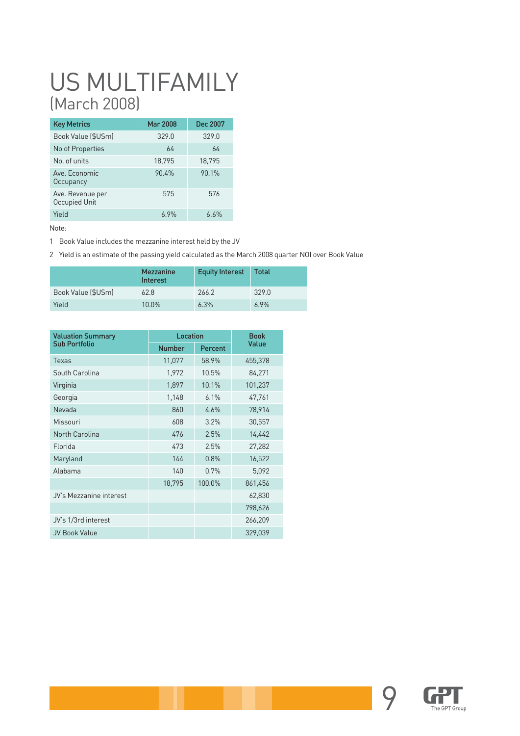# US MULTIFAMILY
## (March 2008)

| Key Metrics | Mar 2008 | Dec 2007 |
|---|---|---|
| Book Value ($USm) | 329.0 | 329.0 |
| No of Properties | 64 | 64 |
| No. of units | 18,795 | 18,795 |
| Ave. Economic Occupancy | 90.4% | 90.1% |
| Ave. Revenue per Occupied Unit | 575 | 576 |
| Yield | 6.9% | 6.6% |

Note:

1 Book Value includes the mezzanine interest held by the JV

2 Yield is an estimate of the passing yield calculated as the March 2008 quarter NOI over Book Value

| | Mezzanine Interest | Equity Interest | Total |
|---|---|---|---|
| Book Value ($USm) | 62.8 | 266.2 | 329.0 |
| Yield | 10.0% | 6.3% | 6.9% |

| Valuation Summary Sub Portfolio | Location | | Book Value |
|---|---|---|---|
| | Number | Percent | |
| Texas | 11,077 | 58.9% | 455,378 |
| South Carolina | 1,972 | 10.5% | 84,271 |
| Virginia | 1,897 | 10.1% | 101,237 |
| Georgia | 1,148 | 6.1% | 47,761 |
| Nevada | 860 | 4.6% | 78,914 |
| Missouri | 608 | 3.2% | 30,557 |
| North Carolina | 476 | 2.5% | 14,442 |
| Florida | 473 | 2.5% | 27,282 |
| Maryland | 144 | 0.8% | 16,522 |
| Alabama | 140 | 0.7% | 5,092 |
| | 18,795 | 100.0% | 861,456 |
| JV's Mezzanine interest | | | 62,830 |
| | | | 798,626 |
| JV's 1/3rd interest | | | 266,209 |
| JV Book Value | | | 329,039 |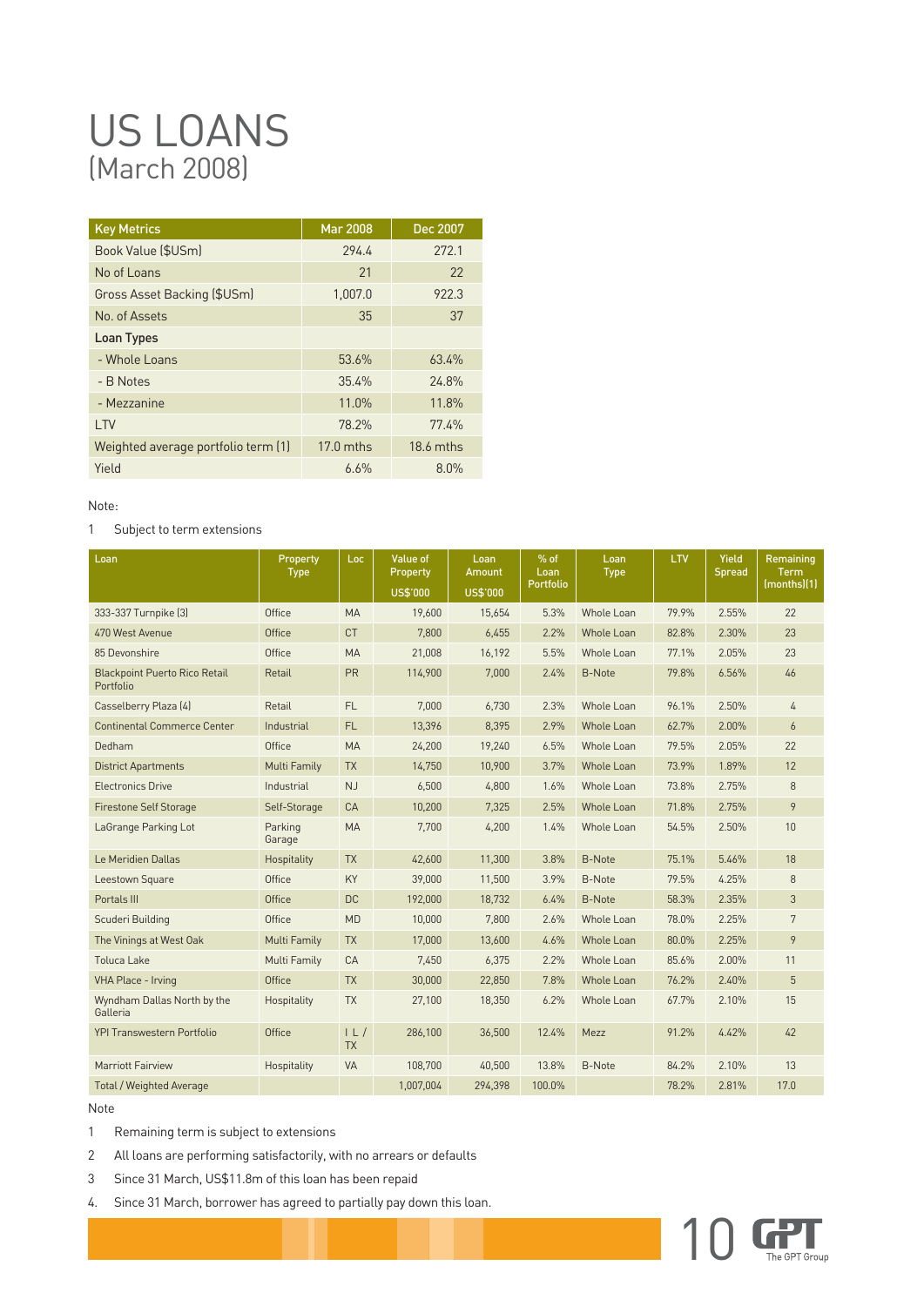# US LOANS
## (March 2008)

| Key Metrics | Mar 2008 | Dec 2007 |
|---|---|---|
| Book Value ($USm) | 294.4 | 272.1 |
| No of Loans | 21 | 22 |
| Gross Asset Backing ($USm) | 1,007.0 | 922.3 |
| No. of Assets | 35 | 37 |
| **Loan Types** | | |
| - Whole Loans | 53.6% | 63.4% |
| - B Notes | 35.4% | 24.8% |
| - Mezzanine | 11.0% | 11.8% |
| LTV | 78.2% | 77.4% |
| Weighted average portfolio term (1) | 17.0 mths | 18.6 mths |
| Yield | 6.6% | 8.0% |

Note:

1 Subject to term extensions

| Loan | Property Type | Loc | Value of Property US$'000 | Loan Amount US$'000 | % of Loan Portfolio | Loan Type | LTV | Yield Spread | Remaining Term (months)(1) |
|---|---|---|---|---|---|---|---|---|---|
| 333-337 Turnpike (3) | Office | MA | 19,600 | 15,654 | 5.3% | Whole Loan | 79.9% | 2.55% | 22 |
| 470 West Avenue | Office | CT | 7,800 | 6,455 | 2.2% | Whole Loan | 82.8% | 2.30% | 23 |
| 85 Devonshire | Office | MA | 21,008 | 16,192 | 5.5% | Whole Loan | 77.1% | 2.05% | 23 |
| Blackpoint Puerto Rico Retail Portfolio | Retail | PR | 114,900 | 7,000 | 2.4% | B-Note | 79.8% | 6.56% | 46 |
| Casselberry Plaza (4) | Retail | FL | 7,000 | 6,730 | 2.3% | Whole Loan | 96.1% | 2.50% | 4 |
| Continental Commerce Center | Industrial | FL | 13,396 | 8,395 | 2.9% | Whole Loan | 62.7% | 2.00% | 6 |
| Dedham | Office | MA | 24,200 | 19,240 | 6.5% | Whole Loan | 79.5% | 2.05% | 22 |
| District Apartments | Multi Family | TX | 14,750 | 10,900 | 3.7% | Whole Loan | 73.9% | 1.89% | 12 |
| Electronics Drive | Industrial | NJ | 6,500 | 4,800 | 1.6% | Whole Loan | 73.8% | 2.75% | 8 |
| Firestone Self Storage | Self-Storage | CA | 10,200 | 7,325 | 2.5% | Whole Loan | 71.8% | 2.75% | 9 |
| LaGrange Parking Lot | Parking Garage | MA | 7,700 | 4,200 | 1.4% | Whole Loan | 54.5% | 2.50% | 10 |
| Le Meridien Dallas | Hospitality | TX | 42,600 | 11,300 | 3.8% | B-Note | 75.1% | 5.46% | 18 |
| Leestown Square | Office | KY | 39,000 | 11,500 | 3.9% | B-Note | 79.5% | 4.25% | 8 |
| Portals III | Office | DC | 192,000 | 18,732 | 6.4% | B-Note | 58.3% | 2.35% | 3 |
| Scuderi Building | Office | MD | 10,000 | 7,800 | 2.6% | Whole Loan | 78.0% | 2.25% | 7 |
| The Vinings at West Oak | Multi Family | TX | 17,000 | 13,600 | 4.6% | Whole Loan | 80.0% | 2.25% | 9 |
| Toluca Lake | Multi Family | CA | 7,450 | 6,375 | 2.2% | Whole Loan | 85.6% | 2.00% | 11 |
| VHA Place - Irving | Office | TX | 30,000 | 22,850 | 7.8% | Whole Loan | 76.2% | 2.40% | 5 |
| Wyndham Dallas North by the Galleria | Hospitality | TX | 27,100 | 18,350 | 6.2% | Whole Loan | 67.7% | 2.10% | 15 |
| YPI Transwestern Portfolio | Office | IL / TX | 286,100 | 36,500 | 12.4% | Mezz | 91.2% | 4.42% | 42 |
| Marriott Fairview | Hospitality | VA | 108,700 | 40,500 | 13.8% | B-Note | 84.2% | 2.10% | 13 |
| Total / Weighted Average | | | 1,007,004 | 294,398 | 100.0% | | 78.2% | 2.81% | 17.0 |

Note

1 Remaining term is subject to extensions

2 All loans are performing satisfactorily, with no arrears or defaults

3 Since 31 March, US$11.8m of this loan has been repaid

4. Since 31 March, borrower has agreed to partially pay down this loan.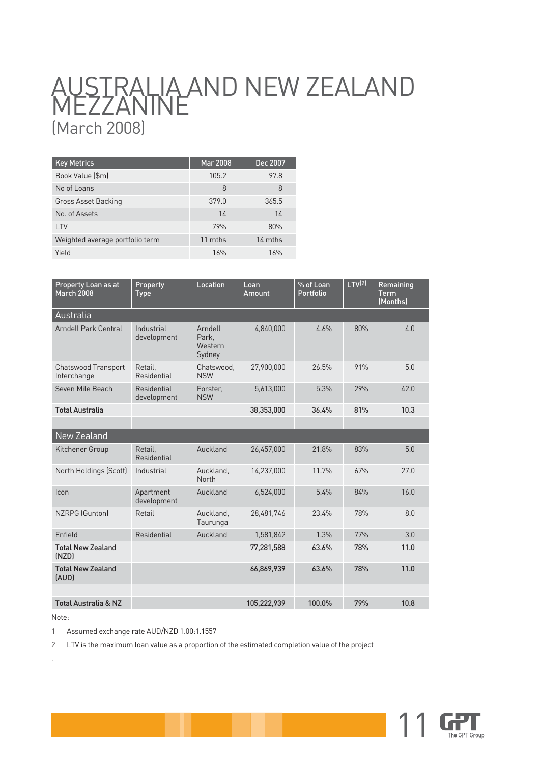# AUSTRALIA AND NEW ZEALAND MEZZANINE
## (March 2008)

| Key Metrics | Mar 2008 | Dec 2007 |
|---|---|---|
| Book Value ($m) | 105.2 | 97.8 |
| No of Loans | 8 | 8 |
| Gross Asset Backing | 379.0 | 365.5 |
| No. of Assets | 14 | 14 |
| LTV | 79% | 80% |
| Weighted average portfolio term | 11 mths | 14 mths |
| Yield | 16% | 16% |

| Property Loan as at March 2008 | Property Type | Location | Loan Amount | % of Loan Portfolio | LTV[2] | Remaining Term (Months) |
|---|---|---|---|---|---|---|
| **Australia** | | | | | | |
| Arndell Park Central | Industrial development | Arndell Park, Western Sydney | 4,840,000 | 4.6% | 80% | 4.0 |
| Chatswood Transport Interchange | Retail, Residential | Chatswood, NSW | 27,900,000 | 26.5% | 91% | 5.0 |
| Seven Mile Beach | Residential development | Forster, NSW | 5,613,000 | 5.3% | 29% | 42.0 |
| **Total Australia** | | | **38,353,000** | **36.4%** | **81%** | **10.3** |
| | | | | | | |
| **New Zealand** | | | | | | |
| Kitchener Group | Retail, Residential | Auckland | 26,457,000 | 21.8% | 83% | 5.0 |
| North Holdings (Scott) | Industrial | Auckland, North | 14,237,000 | 11.7% | 67% | 27.0 |
| Icon | Apartment development | Auckland | 6,524,000 | 5.4% | 84% | 16.0 |
| NZRPG (Gunton) | Retail | Auckland, Taurunga | 28,481,746 | 23.4% | 78% | 8.0 |
| Enfield | Residential | Auckland | 1,581,842 | 1.3% | 77% | 3.0 |
| **Total New Zealand (NZD)** | | | **77,281,588** | **63.6%** | **78%** | **11.0** |
| **Total New Zealand (AUD)** | | | **66,869,939** | **63.6%** | **78%** | **11.0** |
| | | | | | | |
| **Total Australia & NZ** | | | **105,222,939** | **100.0%** | **79%** | **10.8** |

Note:

1 Assumed exchange rate AUD/NZD 1.00:1.1557

2 LTV is the maximum loan value as a proportion of the estimated completion value of the project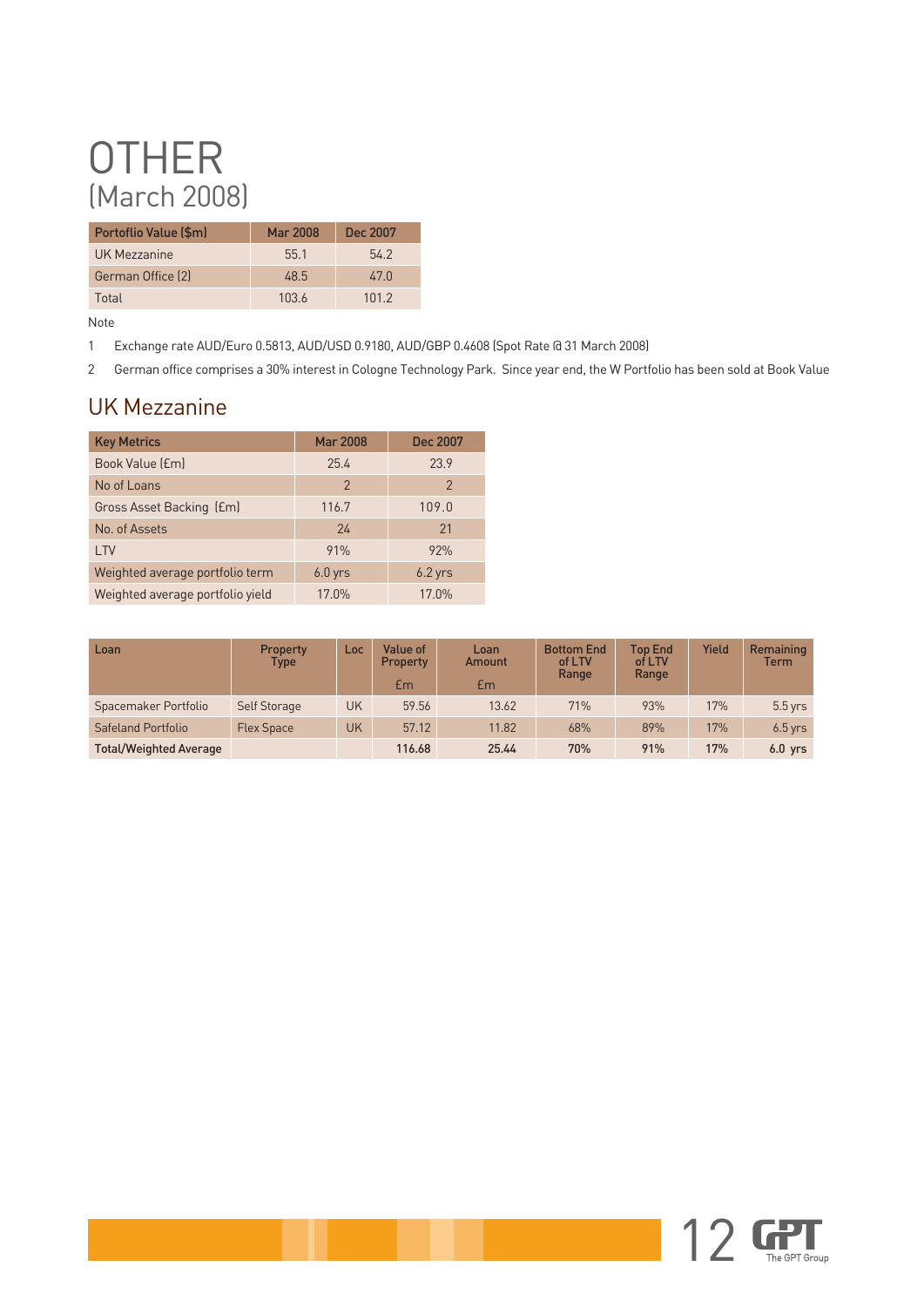# OTHER
## (March 2008)

| Portoflio Value ($m) | Mar 2008 | Dec 2007 |
|---|---|---|
| UK Mezzanine | 55.1 | 54.2 |
| German Office (2) | 48.5 | 47.0 |
| Total | 103.6 | 101.2 |

Note

1 Exchange rate AUD/Euro 0.5813, AUD/USD 0.9180, AUD/GBP 0.4608 (Spot Rate @ 31 March 2008)

2 German office comprises a 30% interest in Cologne Technology Park. Since year end, the W Portfolio has been sold at Book Value

## UK Mezzanine

| Key Metrics | Mar 2008 | Dec 2007 |
|---|---|---|
| Book Value (£m) | 25.4 | 23.9 |
| No of Loans | 2 | 2 |
| Gross Asset Backing (£m) | 116.7 | 109.0 |
| No. of Assets | 24 | 21 |
| LTV | 91% | 92% |
| Weighted average portfolio term | 6.0 yrs | 6.2 yrs |
| Weighted average portfolio yield | 17.0% | 17.0% |

| Loan | Property Type | Loc | Value of Property £m | Loan Amount £m | Bottom End of LTV Range | Top End of LTV Range | Yield | Remaining Term |
|---|---|---|---|---|---|---|---|---|
| Spacemaker Portfolio | Self Storage | UK | 59.56 | 13.62 | 71% | 93% | 17% | 5.5 yrs |
| Safeland Portfolio | Flex Space | UK | 57.12 | 11.82 | 68% | 89% | 17% | 6.5 yrs |
| **Total/Weighted Average** | | | **116.68** | **25.44** | **70%** | **91%** | **17%** | **6.0 yrs** |